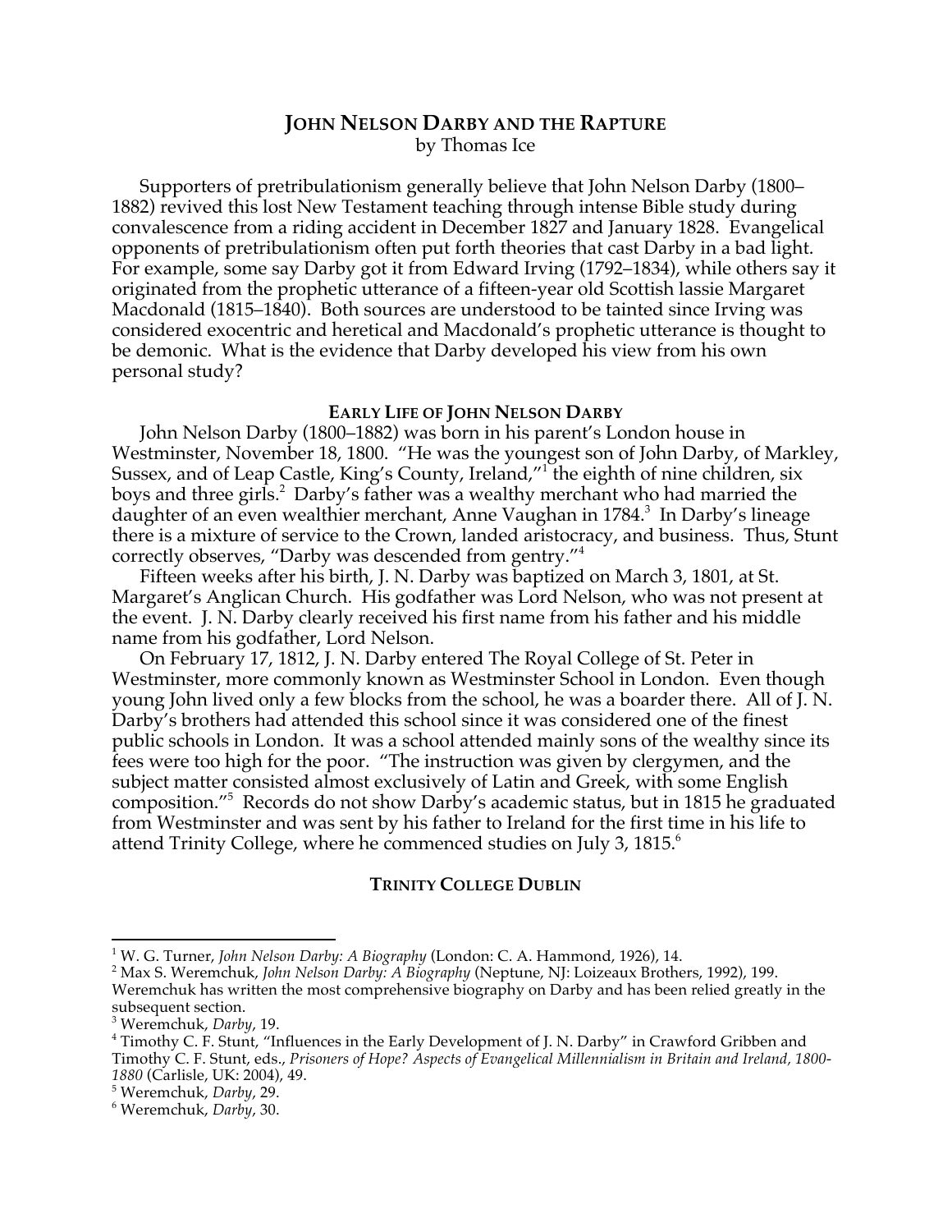# John Nelson Darby and the Rapture

by Thomas Ice

Supporters of pretribulationism generally believe that John Nelson Darby (1800–1882) revived this lost New Testament teaching through intense Bible study during convalescence from a riding accident in December 1827 and January 1828. Evangelical opponents of pretribulationism often put forth theories that cast Darby in a bad light. For example, some say Darby got it from Edward Irving (1792–1834), while others say it originated from the prophetic utterance of a fifteen-year old Scottish lassie Margaret Macdonald (1815–1840). Both sources are understood to be tainted since Irving was considered exocentric and heretical and Macdonald's prophetic utterance is thought to be demonic. What is the evidence that Darby developed his view from his own personal study?

## Early Life of John Nelson Darby

John Nelson Darby (1800–1882) was born in his parent's London house in Westminster, November 18, 1800. "He was the youngest son of John Darby, of Markley, Sussex, and of Leap Castle, King's County, Ireland,"[1] the eighth of nine children, six boys and three girls.[2] Darby's father was a wealthy merchant who had married the daughter of an even wealthier merchant, Anne Vaughan in 1784.[3] In Darby's lineage there is a mixture of service to the Crown, landed aristocracy, and business. Thus, Stunt correctly observes, "Darby was descended from gentry."[4]

Fifteen weeks after his birth, J. N. Darby was baptized on March 3, 1801, at St. Margaret's Anglican Church. His godfather was Lord Nelson, who was not present at the event. J. N. Darby clearly received his first name from his father and his middle name from his godfather, Lord Nelson.

On February 17, 1812, J. N. Darby entered The Royal College of St. Peter in Westminster, more commonly known as Westminster School in London. Even though young John lived only a few blocks from the school, he was a boarder there. All of J. N. Darby's brothers had attended this school since it was considered one of the finest public schools in London. It was a school attended mainly sons of the wealthy since its fees were too high for the poor. "The instruction was given by clergymen, and the subject matter consisted almost exclusively of Latin and Greek, with some English composition."[5] Records do not show Darby's academic status, but in 1815 he graduated from Westminster and was sent by his father to Ireland for the first time in his life to attend Trinity College, where he commenced studies on July 3, 1815.[6]

## Trinity College Dublin

---

[1] W. G. Turner, *John Nelson Darby: A Biography* (London: C. A. Hammond, 1926), 14.

[2] Max S. Weremchuk, *John Nelson Darby: A Biography* (Neptune, NJ: Loizeaux Brothers, 1992), 199. Weremchuk has written the most comprehensive biography on Darby and has been relied greatly in the subsequent section.

[3] Weremchuk, *Darby*, 19.

[4] Timothy C. F. Stunt, "Influences in the Early Development of J. N. Darby" in Crawford Gribben and Timothy C. F. Stunt, eds., *Prisoners of Hope? Aspects of Evangelical Millennialism in Britain and Ireland, 1800-1880* (Carlisle, UK: 2004), 49.

[5] Weremchuk, *Darby*, 29.

[6] Weremchuk, *Darby*, 30.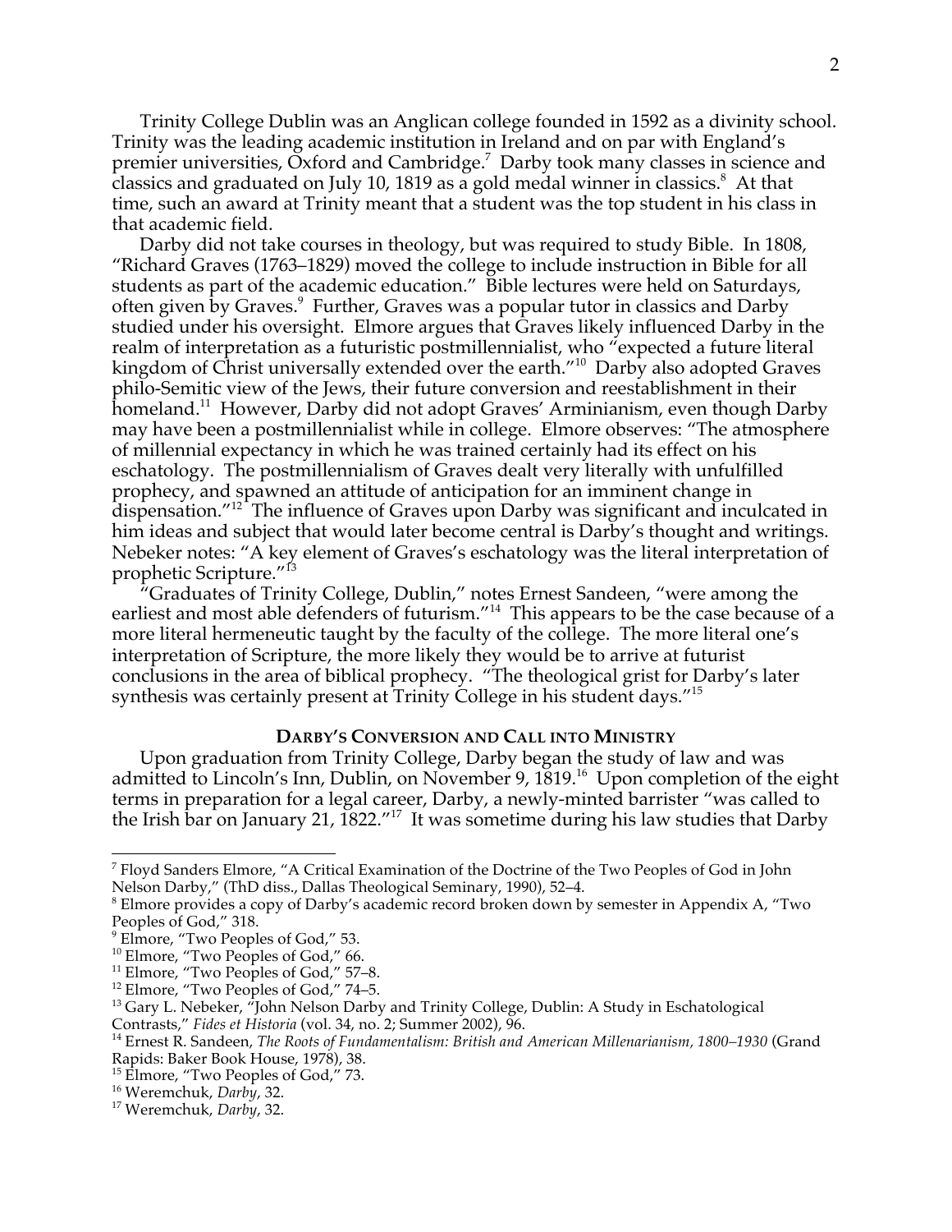Trinity College Dublin was an Anglican college founded in 1592 as a divinity school. Trinity was the leading academic institution in Ireland and on par with England's premier universities, Oxford and Cambridge.[7] Darby took many classes in science and classics and graduated on July 10, 1819 as a gold medal winner in classics.[8] At that time, such an award at Trinity meant that a student was the top student in his class in that academic field.

Darby did not take courses in theology, but was required to study Bible. In 1808, "Richard Graves (1763–1829) moved the college to include instruction in Bible for all students as part of the academic education." Bible lectures were held on Saturdays, often given by Graves.[9] Further, Graves was a popular tutor in classics and Darby studied under his oversight. Elmore argues that Graves likely influenced Darby in the realm of interpretation as a futuristic postmillennialist, who "expected a future literal kingdom of Christ universally extended over the earth."[10] Darby also adopted Graves philo-Semitic view of the Jews, their future conversion and reestablishment in their homeland.[11] However, Darby did not adopt Graves' Arminianism, even though Darby may have been a postmillennialist while in college. Elmore observes: "The atmosphere of millennial expectancy in which he was trained certainly had its effect on his eschatology. The postmillennialism of Graves dealt very literally with unfulfilled prophecy, and spawned an attitude of anticipation for an imminent change in dispensation."[12] The influence of Graves upon Darby was significant and inculcated in him ideas and subject that would later become central is Darby's thought and writings. Nebeker notes: "A key element of Graves's eschatology was the literal interpretation of prophetic Scripture."[13]

"Graduates of Trinity College, Dublin," notes Ernest Sandeen, "were among the earliest and most able defenders of futurism."[14] This appears to be the case because of a more literal hermeneutic taught by the faculty of the college. The more literal one's interpretation of Scripture, the more likely they would be to arrive at futurist conclusions in the area of biblical prophecy. "The theological grist for Darby's later synthesis was certainly present at Trinity College in his student days."[15]

## DARBY'S CONVERSION AND CALL INTO MINISTRY

Upon graduation from Trinity College, Darby began the study of law and was admitted to Lincoln's Inn, Dublin, on November 9, 1819.[16] Upon completion of the eight terms in preparation for a legal career, Darby, a newly-minted barrister "was called to the Irish bar on January 21, 1822."[17] It was sometime during his law studies that Darby

---

[7] Floyd Sanders Elmore, "A Critical Examination of the Doctrine of the Two Peoples of God in John Nelson Darby," (ThD diss., Dallas Theological Seminary, 1990), 52–4.

[8] Elmore provides a copy of Darby's academic record broken down by semester in Appendix A, "Two Peoples of God," 318.

[9] Elmore, "Two Peoples of God," 53.

[10] Elmore, "Two Peoples of God," 66.

[11] Elmore, "Two Peoples of God," 57–8.

[12] Elmore, "Two Peoples of God," 74–5.

[13] Gary L. Nebeker, "John Nelson Darby and Trinity College, Dublin: A Study in Eschatological Contrasts," *Fides et Historia* (vol. 34, no. 2; Summer 2002), 96.

[14] Ernest R. Sandeen, *The Roots of Fundamentalism: British and American Millenarianism, 1800–1930* (Grand Rapids: Baker Book House, 1978), 38.

[15] Elmore, "Two Peoples of God," 73.

[16] Weremchuk, *Darby*, 32.

[17] Weremchuk, *Darby*, 32.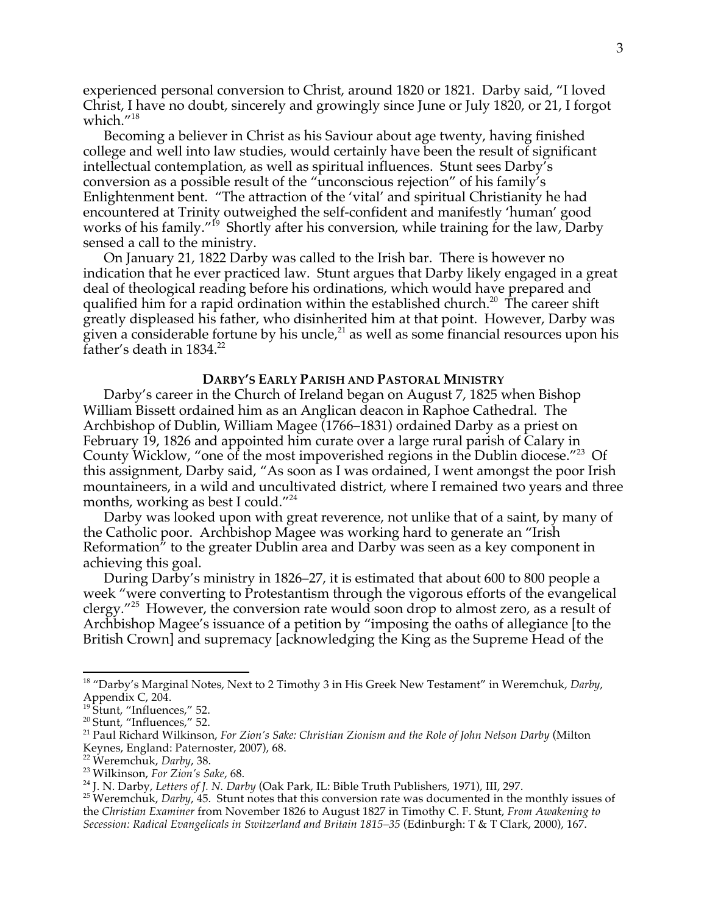experienced personal conversion to Christ, around 1820 or 1821. Darby said, "I loved Christ, I have no doubt, sincerely and growingly since June or July 1820, or 21, I forgot which."[18]

Becoming a believer in Christ as his Saviour about age twenty, having finished college and well into law studies, would certainly have been the result of significant intellectual contemplation, as well as spiritual influences. Stunt sees Darby's conversion as a possible result of the "unconscious rejection" of his family's Enlightenment bent. "The attraction of the 'vital' and spiritual Christianity he had encountered at Trinity outweighed the self-confident and manifestly 'human' good works of his family."[19] Shortly after his conversion, while training for the law, Darby sensed a call to the ministry.

On January 21, 1822 Darby was called to the Irish bar. There is however no indication that he ever practiced law. Stunt argues that Darby likely engaged in a great deal of theological reading before his ordinations, which would have prepared and qualified him for a rapid ordination within the established church.[20] The career shift greatly displeased his father, who disinherited him at that point. However, Darby was given a considerable fortune by his uncle,[21] as well as some financial resources upon his father's death in 1834.[22]

## DARBY'S EARLY PARISH AND PASTORAL MINISTRY

Darby's career in the Church of Ireland began on August 7, 1825 when Bishop William Bissett ordained him as an Anglican deacon in Raphoe Cathedral. The Archbishop of Dublin, William Magee (1766–1831) ordained Darby as a priest on February 19, 1826 and appointed him curate over a large rural parish of Calary in County Wicklow, "one of the most impoverished regions in the Dublin diocese."[23] Of this assignment, Darby said, "As soon as I was ordained, I went amongst the poor Irish mountaineers, in a wild and uncultivated district, where I remained two years and three months, working as best I could."[24]

Darby was looked upon with great reverence, not unlike that of a saint, by many of the Catholic poor. Archbishop Magee was working hard to generate an "Irish Reformation" to the greater Dublin area and Darby was seen as a key component in achieving this goal.

During Darby's ministry in 1826–27, it is estimated that about 600 to 800 people a week "were converting to Protestantism through the vigorous efforts of the evangelical clergy."[25] However, the conversion rate would soon drop to almost zero, as a result of Archbishop Magee's issuance of a petition by "imposing the oaths of allegiance [to the British Crown] and supremacy [acknowledging the King as the Supreme Head of the

---

[18] "Darby's Marginal Notes, Next to 2 Timothy 3 in His Greek New Testament" in Weremchuk, *Darby*, Appendix C, 204.

[19] Stunt, "Influences," 52.

[20] Stunt, "Influences," 52.

[21] Paul Richard Wilkinson, *For Zion's Sake: Christian Zionism and the Role of John Nelson Darby* (Milton Keynes, England: Paternoster, 2007), 68.

[22] Weremchuk, *Darby*, 38.

[23] Wilkinson, *For Zion's Sake*, 68.

[24] J. N. Darby, *Letters of J. N. Darby* (Oak Park, IL: Bible Truth Publishers, 1971), III, 297.

[25] Weremchuk, *Darby*, 45. Stunt notes that this conversion rate was documented in the monthly issues of the *Christian Examiner* from November 1826 to August 1827 in Timothy C. F. Stunt, *From Awakening to Secession: Radical Evangelicals in Switzerland and Britain 1815–35* (Edinburgh: T & T Clark, 2000), 167.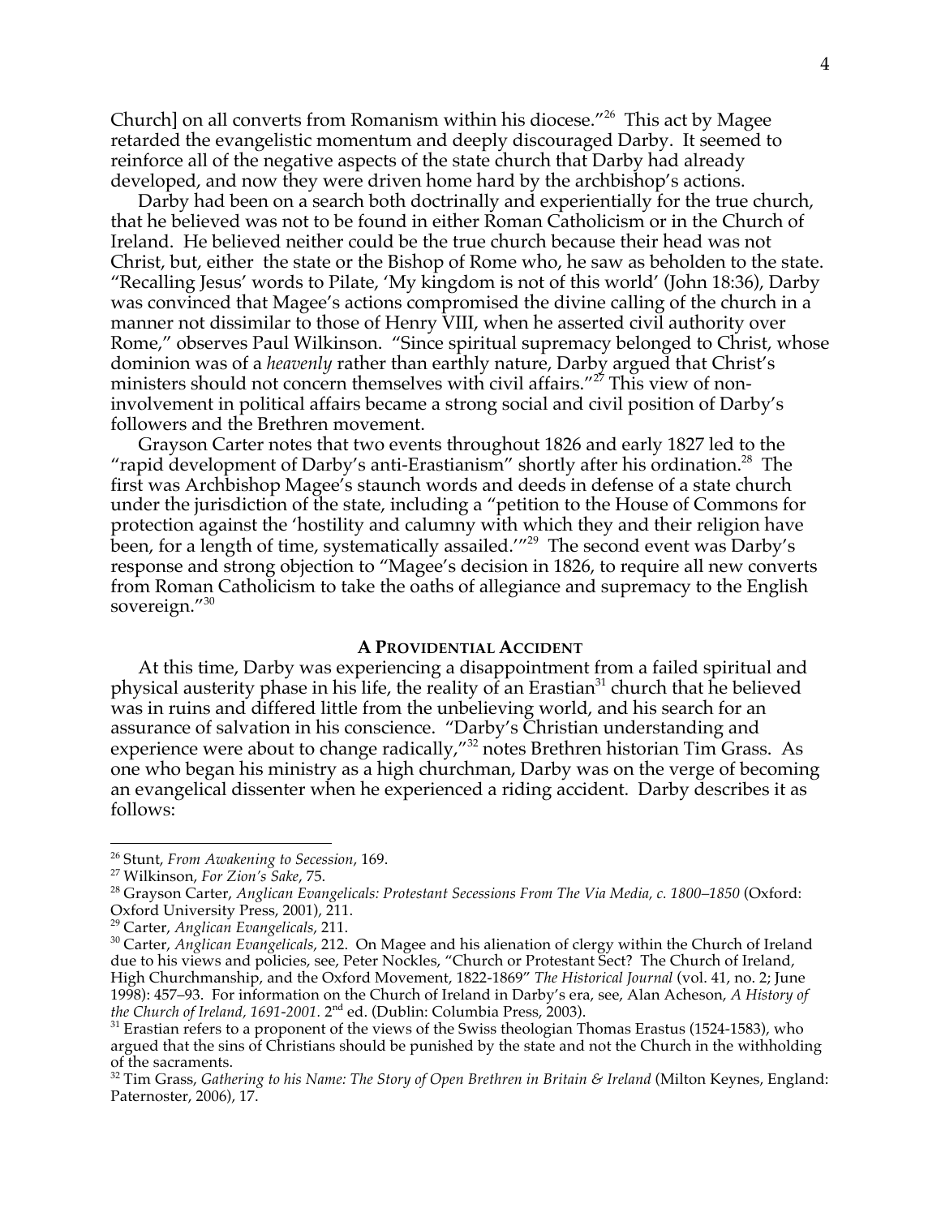Church] on all converts from Romanism within his diocese."[26] This act by Magee retarded the evangelistic momentum and deeply discouraged Darby. It seemed to reinforce all of the negative aspects of the state church that Darby had already developed, and now they were driven home hard by the archbishop's actions.

Darby had been on a search both doctrinally and experientially for the true church, that he believed was not to be found in either Roman Catholicism or in the Church of Ireland. He believed neither could be the true church because their head was not Christ, but, either the state or the Bishop of Rome who, he saw as beholden to the state. "Recalling Jesus' words to Pilate, 'My kingdom is not of this world' (John 18:36), Darby was convinced that Magee's actions compromised the divine calling of the church in a manner not dissimilar to those of Henry VIII, when he asserted civil authority over Rome," observes Paul Wilkinson. "Since spiritual supremacy belonged to Christ, whose dominion was of a *heavenly* rather than earthly nature, Darby argued that Christ's ministers should not concern themselves with civil affairs."[27] This view of non-involvement in political affairs became a strong social and civil position of Darby's followers and the Brethren movement.

Grayson Carter notes that two events throughout 1826 and early 1827 led to the "rapid development of Darby's anti-Erastianism" shortly after his ordination.[28] The first was Archbishop Magee's staunch words and deeds in defense of a state church under the jurisdiction of the state, including a "petition to the House of Commons for protection against the 'hostility and calumny with which they and their religion have been, for a length of time, systematically assailed.'"[29] The second event was Darby's response and strong objection to "Magee's decision in 1826, to require all new converts from Roman Catholicism to take the oaths of allegiance and supremacy to the English sovereign."[30]

## A Providential Accident

At this time, Darby was experiencing a disappointment from a failed spiritual and physical austerity phase in his life, the reality of an Erastian[31] church that he believed was in ruins and differed little from the unbelieving world, and his search for an assurance of salvation in his conscience. "Darby's Christian understanding and experience were about to change radically,"[32] notes Brethren historian Tim Grass. As one who began his ministry as a high churchman, Darby was on the verge of becoming an evangelical dissenter when he experienced a riding accident. Darby describes it as follows:

---

[26] Stunt, *From Awakening to Secession*, 169.

[27] Wilkinson, *For Zion's Sake*, 75.

[28] Grayson Carter, *Anglican Evangelicals: Protestant Secessions From The Via Media, c. 1800–1850* (Oxford: Oxford University Press, 2001), 211.

[29] Carter, *Anglican Evangelicals*, 211.

[30] Carter, *Anglican Evangelicals*, 212. On Magee and his alienation of clergy within the Church of Ireland due to his views and policies, see, Peter Nockles, "Church or Protestant Sect? The Church of Ireland, High Churchmanship, and the Oxford Movement, 1822-1869" *The Historical Journal* (vol. 41, no. 2; June 1998): 457–93. For information on the Church of Ireland in Darby's era, see, Alan Acheson, *A History of the Church of Ireland, 1691-2001.* 2nd ed. (Dublin: Columbia Press, 2003).

[31] Erastian refers to a proponent of the views of the Swiss theologian Thomas Erastus (1524-1583), who argued that the sins of Christians should be punished by the state and not the Church in the withholding of the sacraments.

[32] Tim Grass, *Gathering to his Name: The Story of Open Brethren in Britain & Ireland* (Milton Keynes, England: Paternoster, 2006), 17.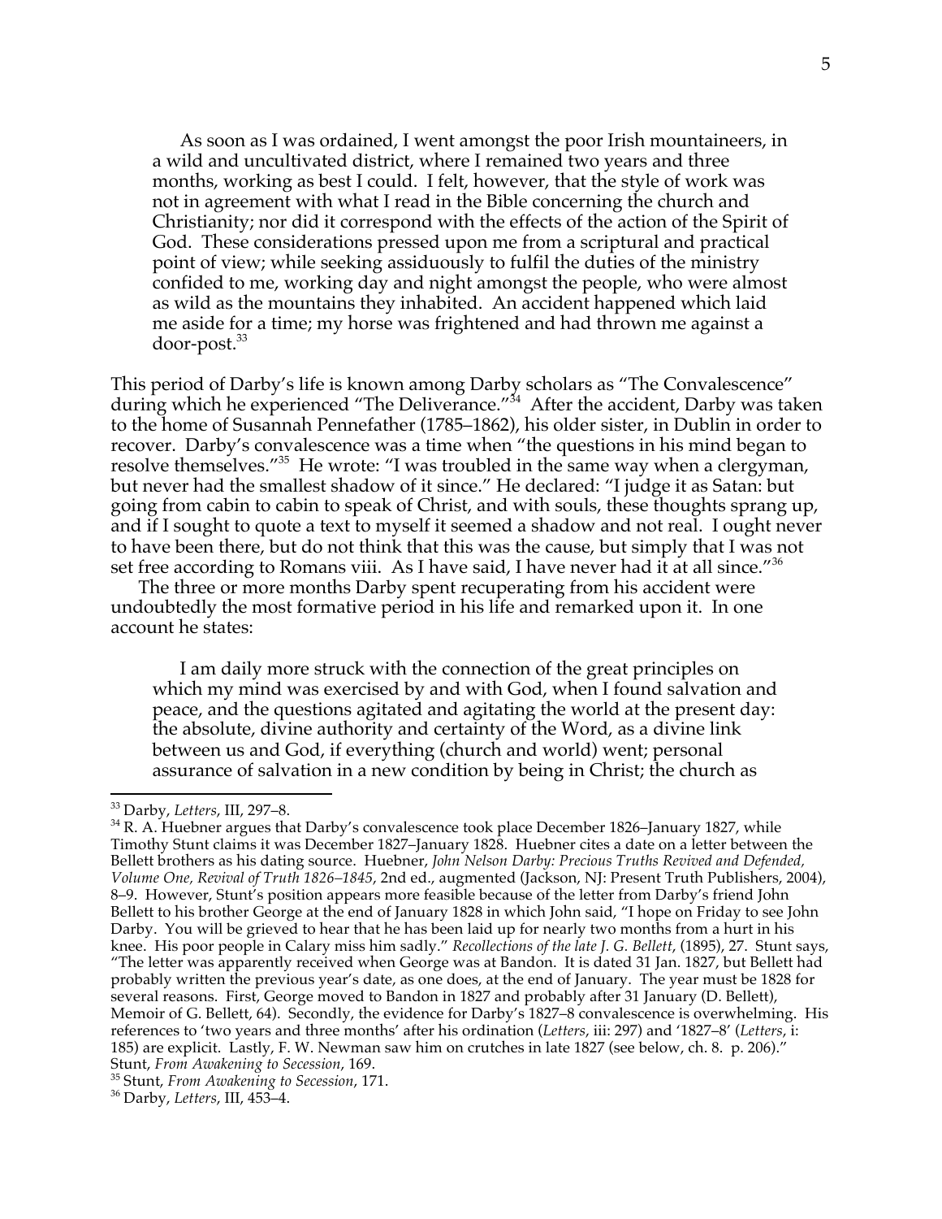> As soon as I was ordained, I went amongst the poor Irish mountaineers, in a wild and uncultivated district, where I remained two years and three months, working as best I could. I felt, however, that the style of work was not in agreement with what I read in the Bible concerning the church and Christianity; nor did it correspond with the effects of the action of the Spirit of God. These considerations pressed upon me from a scriptural and practical point of view; while seeking assiduously to fulfil the duties of the ministry confided to me, working day and night amongst the people, who were almost as wild as the mountains they inhabited. An accident happened which laid me aside for a time; my horse was frightened and had thrown me against a door-post.[33]

This period of Darby's life is known among Darby scholars as "The Convalescence" during which he experienced "The Deliverance."[34] After the accident, Darby was taken to the home of Susannah Pennefather (1785–1862), his older sister, in Dublin in order to recover. Darby's convalescence was a time when "the questions in his mind began to resolve themselves."[35] He wrote: "I was troubled in the same way when a clergyman, but never had the smallest shadow of it since." He declared: "I judge it as Satan: but going from cabin to cabin to speak of Christ, and with souls, these thoughts sprang up, and if I sought to quote a text to myself it seemed a shadow and not real. I ought never to have been there, but do not think that this was the cause, but simply that I was not set free according to Romans viii. As I have said, I have never had it at all since."[36]

The three or more months Darby spent recuperating from his accident were undoubtedly the most formative period in his life and remarked upon it. In one account he states:

> I am daily more struck with the connection of the great principles on which my mind was exercised by and with God, when I found salvation and peace, and the questions agitated and agitating the world at the present day: the absolute, divine authority and certainty of the Word, as a divine link between us and God, if everything (church and world) went; personal assurance of salvation in a new condition by being in Christ; the church as

---

[33] Darby, *Letters*, III, 297–8.

[34] R. A. Huebner argues that Darby's convalescence took place December 1826–January 1827, while Timothy Stunt claims it was December 1827–January 1828. Huebner cites a date on a letter between the Bellett brothers as his dating source. Huebner, *John Nelson Darby: Precious Truths Revived and Defended, Volume One, Revival of Truth 1826–1845*, 2nd ed., augmented (Jackson, NJ: Present Truth Publishers, 2004), 8–9. However, Stunt's position appears more feasible because of the letter from Darby's friend John Bellett to his brother George at the end of January 1828 in which John said, "I hope on Friday to see John Darby. You will be grieved to hear that he has been laid up for nearly two months from a hurt in his knee. His poor people in Calary miss him sadly." *Recollections of the late J. G. Bellett*, (1895), 27. Stunt says, "The letter was apparently received when George was at Bandon. It is dated 31 Jan. 1827, but Bellett had probably written the previous year's date, as one does, at the end of January. The year must be 1828 for several reasons. First, George moved to Bandon in 1827 and probably after 31 January (D. Bellett), Memoir of G. Bellett, 64). Secondly, the evidence for Darby's 1827–8 convalescence is overwhelming. His references to 'two years and three months' after his ordination (*Letters*, iii: 297) and '1827–8' (*Letters*, i: 185) are explicit. Lastly, F. W. Newman saw him on crutches in late 1827 (see below, ch. 8. p. 206)." Stunt, *From Awakening to Secession*, 169.

[35] Stunt, *From Awakening to Secession*, 171.

[36] Darby, *Letters*, III, 453–4.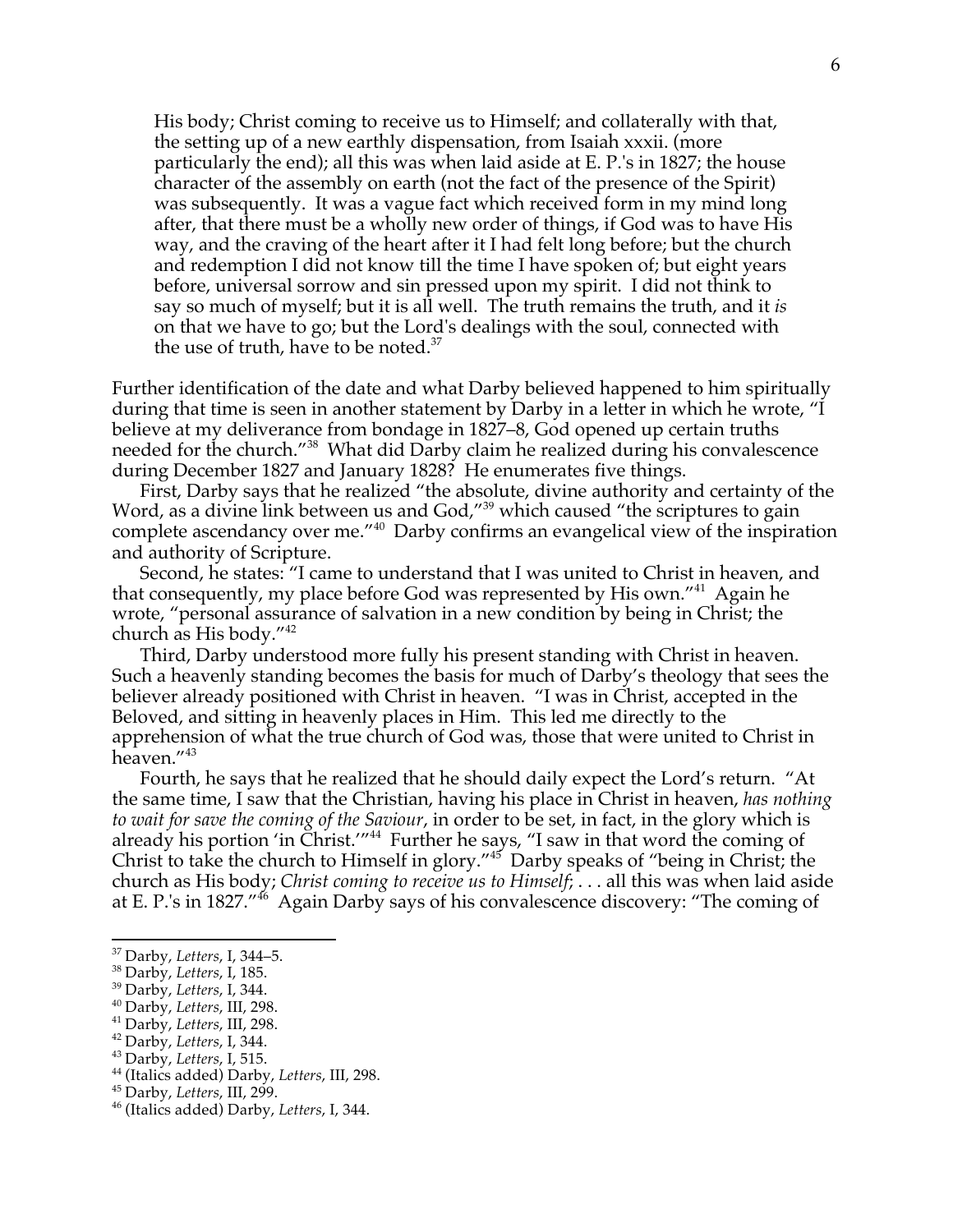> His body; Christ coming to receive us to Himself; and collaterally with that, the setting up of a new earthly dispensation, from Isaiah xxxii. (more particularly the end); all this was when laid aside at E. P.'s in 1827; the house character of the assembly on earth (not the fact of the presence of the Spirit) was subsequently. It was a vague fact which received form in my mind long after, that there must be a wholly new order of things, if God was to have His way, and the craving of the heart after it I had felt long before; but the church and redemption I did not know till the time I have spoken of; but eight years before, universal sorrow and sin pressed upon my spirit. I did not think to say so much of myself; but it is all well. The truth remains the truth, and it *is* on that we have to go; but the Lord's dealings with the soul, connected with the use of truth, have to be noted.[37]

Further identification of the date and what Darby believed happened to him spiritually during that time is seen in another statement by Darby in a letter in which he wrote, "I believe at my deliverance from bondage in 1827–8, God opened up certain truths needed for the church."[38] What did Darby claim he realized during his convalescence during December 1827 and January 1828? He enumerates five things.

First, Darby says that he realized "the absolute, divine authority and certainty of the Word, as a divine link between us and God,"[39] which caused "the scriptures to gain complete ascendancy over me."[40] Darby confirms an evangelical view of the inspiration and authority of Scripture.

Second, he states: "I came to understand that I was united to Christ in heaven, and that consequently, my place before God was represented by His own."[41] Again he wrote, "personal assurance of salvation in a new condition by being in Christ; the church as His body."[42]

Third, Darby understood more fully his present standing with Christ in heaven. Such a heavenly standing becomes the basis for much of Darby's theology that sees the believer already positioned with Christ in heaven. "I was in Christ, accepted in the Beloved, and sitting in heavenly places in Him. This led me directly to the apprehension of what the true church of God was, those that were united to Christ in heaven."[43]

Fourth, he says that he realized that he should daily expect the Lord's return. "At the same time, I saw that the Christian, having his place in Christ in heaven, *has nothing to wait for save the coming of the Saviour*, in order to be set, in fact, in the glory which is already his portion 'in Christ.'"[44] Further he says, "I saw in that word the coming of Christ to take the church to Himself in glory."[45] Darby speaks of "being in Christ; the church as His body; *Christ coming to receive us to Himself*; . . . all this was when laid aside at E. P.'s in 1827."[46] Again Darby says of his convalescence discovery: "The coming of

---

[37] Darby, *Letters*, I, 344–5.
[38] Darby, *Letters*, I, 185.
[39] Darby, *Letters*, I, 344.
[40] Darby, *Letters*, III, 298.
[41] Darby, *Letters*, III, 298.
[42] Darby, *Letters*, I, 344.
[43] Darby, *Letters*, I, 515.
[44] (Italics added) Darby, *Letters*, III, 298.
[45] Darby, *Letters*, III, 299.
[46] (Italics added) Darby, *Letters*, I, 344.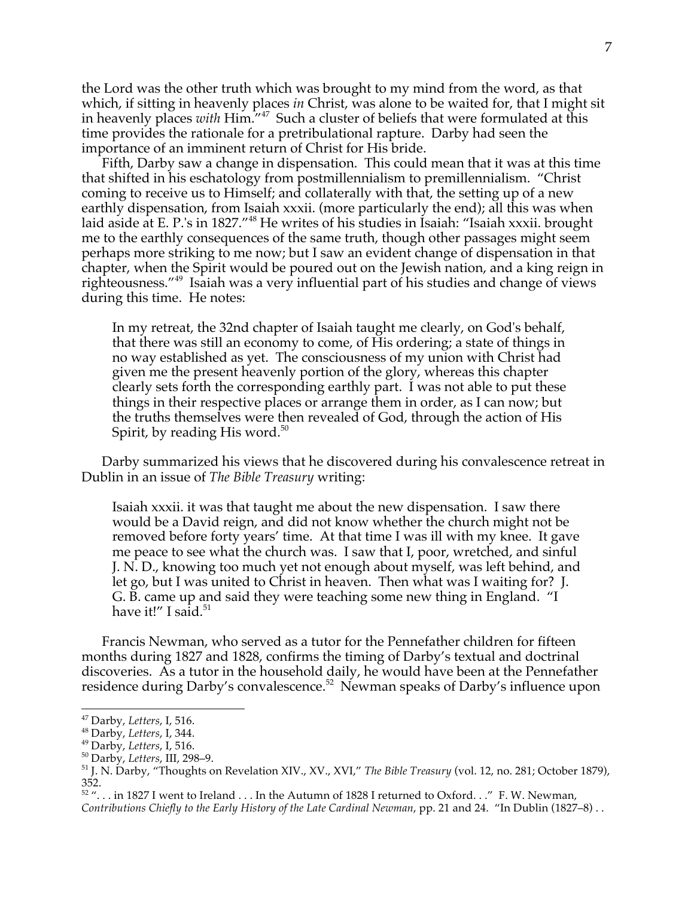the Lord was the other truth which was brought to my mind from the word, as that which, if sitting in heavenly places *in* Christ, was alone to be waited for, that I might sit in heavenly places *with* Him."[47] Such a cluster of beliefs that were formulated at this time provides the rationale for a pretribulational rapture. Darby had seen the importance of an imminent return of Christ for His bride.

Fifth, Darby saw a change in dispensation. This could mean that it was at this time that shifted in his eschatology from postmillennialism to premillennialism. "Christ coming to receive us to Himself; and collaterally with that, the setting up of a new earthly dispensation, from Isaiah xxxii. (more particularly the end); all this was when laid aside at E. P.'s in 1827."[48] He writes of his studies in Isaiah: "Isaiah xxxii. brought me to the earthly consequences of the same truth, though other passages might seem perhaps more striking to me now; but I saw an evident change of dispensation in that chapter, when the Spirit would be poured out on the Jewish nation, and a king reign in righteousness."[49] Isaiah was a very influential part of his studies and change of views during this time. He notes:

> In my retreat, the 32nd chapter of Isaiah taught me clearly, on God's behalf, that there was still an economy to come, of His ordering; a state of things in no way established as yet. The consciousness of my union with Christ had given me the present heavenly portion of the glory, whereas this chapter clearly sets forth the corresponding earthly part. I was not able to put these things in their respective places or arrange them in order, as I can now; but the truths themselves were then revealed of God, through the action of His Spirit, by reading His word.[50]

Darby summarized his views that he discovered during his convalescence retreat in Dublin in an issue of *The Bible Treasury* writing:

> Isaiah xxxii. it was that taught me about the new dispensation. I saw there would be a David reign, and did not know whether the church might not be removed before forty years' time. At that time I was ill with my knee. It gave me peace to see what the church was. I saw that I, poor, wretched, and sinful J. N. D., knowing too much yet not enough about myself, was left behind, and let go, but I was united to Christ in heaven. Then what was I waiting for? J. G. B. came up and said they were teaching some new thing in England. "I have it!" I said.[51]

Francis Newman, who served as a tutor for the Pennefather children for fifteen months during 1827 and 1828, confirms the timing of Darby's textual and doctrinal discoveries. As a tutor in the household daily, he would have been at the Pennefather residence during Darby's convalescence.[52] Newman speaks of Darby's influence upon

---

[47] Darby, *Letters*, I, 516.

[48] Darby, *Letters*, I, 344.

[49] Darby, *Letters*, I, 516.

[50] Darby, *Letters*, III, 298–9.

[51] J. N. Darby, "Thoughts on Revelation XIV., XV., XVI," *The Bible Treasury* (vol. 12, no. 281; October 1879), 352.

[52] ". . . in 1827 I went to Ireland . . . In the Autumn of 1828 I returned to Oxford. . ." F. W. Newman, *Contributions Chiefly to the Early History of the Late Cardinal Newman*, pp. 21 and 24. "In Dublin (1827–8) . .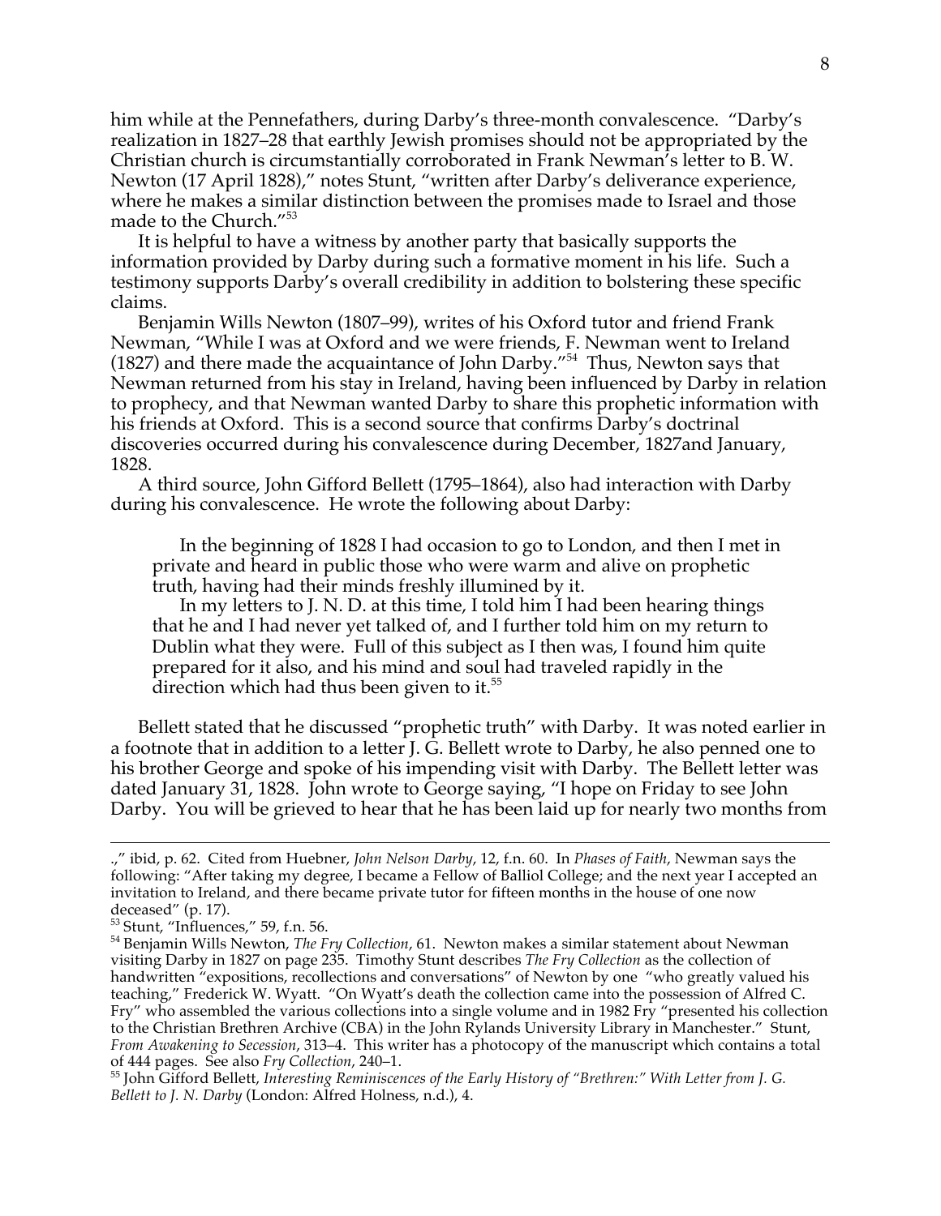him while at the Pennefathers, during Darby's three-month convalescence. "Darby's realization in 1827–28 that earthly Jewish promises should not be appropriated by the Christian church is circumstantially corroborated in Frank Newman's letter to B. W. Newton (17 April 1828)," notes Stunt, "written after Darby's deliverance experience, where he makes a similar distinction between the promises made to Israel and those made to the Church."[53]

It is helpful to have a witness by another party that basically supports the information provided by Darby during such a formative moment in his life. Such a testimony supports Darby's overall credibility in addition to bolstering these specific claims.

Benjamin Wills Newton (1807–99), writes of his Oxford tutor and friend Frank Newman, "While I was at Oxford and we were friends, F. Newman went to Ireland (1827) and there made the acquaintance of John Darby."[54] Thus, Newton says that Newman returned from his stay in Ireland, having been influenced by Darby in relation to prophecy, and that Newman wanted Darby to share this prophetic information with his friends at Oxford. This is a second source that confirms Darby's doctrinal discoveries occurred during his convalescence during December, 1827and January, 1828.

A third source, John Gifford Bellett (1795–1864), also had interaction with Darby during his convalescence. He wrote the following about Darby:

> In the beginning of 1828 I had occasion to go to London, and then I met in private and heard in public those who were warm and alive on prophetic truth, having had their minds freshly illumined by it.
>
> In my letters to J. N. D. at this time, I told him I had been hearing things that he and I had never yet talked of, and I further told him on my return to Dublin what they were. Full of this subject as I then was, I found him quite prepared for it also, and his mind and soul had traveled rapidly in the direction which had thus been given to it.[55]

Bellett stated that he discussed "prophetic truth" with Darby. It was noted earlier in a footnote that in addition to a letter J. G. Bellett wrote to Darby, he also penned one to his brother George and spoke of his impending visit with Darby. The Bellett letter was dated January 31, 1828. John wrote to George saying, "I hope on Friday to see John Darby. You will be grieved to hear that he has been laid up for nearly two months from

---

.," ibid, p. 62. Cited from Huebner, *John Nelson Darby*, 12, f.n. 60. In *Phases of Faith*, Newman says the following: "After taking my degree, I became a Fellow of Balliol College; and the next year I accepted an invitation to Ireland, and there became private tutor for fifteen months in the house of one now deceased" (p. 17).

[53] Stunt, "Influences," 59, f.n. 56.

[54] Benjamin Wills Newton, *The Fry Collection*, 61. Newton makes a similar statement about Newman visiting Darby in 1827 on page 235. Timothy Stunt describes *The Fry Collection* as the collection of handwritten "expositions, recollections and conversations" of Newton by one "who greatly valued his teaching," Frederick W. Wyatt. "On Wyatt's death the collection came into the possession of Alfred C. Fry" who assembled the various collections into a single volume and in 1982 Fry "presented his collection to the Christian Brethren Archive (CBA) in the John Rylands University Library in Manchester." Stunt, *From Awakening to Secession*, 313–4. This writer has a photocopy of the manuscript which contains a total of 444 pages. See also *Fry Collection*, 240–1.

[55] John Gifford Bellett, *Interesting Reminiscences of the Early History of "Brethren:" With Letter from J. G. Bellett to J. N. Darby* (London: Alfred Holness, n.d.), 4.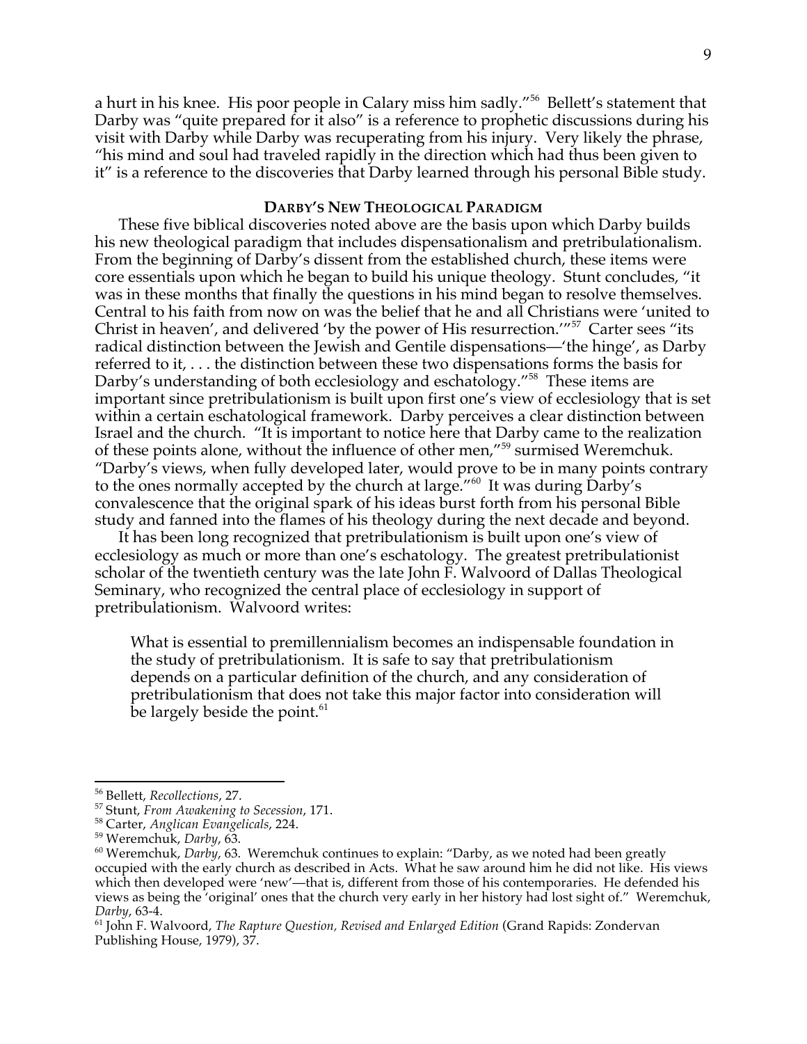a hurt in his knee. His poor people in Calary miss him sadly."[56] Bellett's statement that Darby was "quite prepared for it also" is a reference to prophetic discussions during his visit with Darby while Darby was recuperating from his injury. Very likely the phrase, "his mind and soul had traveled rapidly in the direction which had thus been given to it" is a reference to the discoveries that Darby learned through his personal Bible study.

## DARBY'S NEW THEOLOGICAL PARADIGM

These five biblical discoveries noted above are the basis upon which Darby builds his new theological paradigm that includes dispensationalism and pretribulationalism. From the beginning of Darby's dissent from the established church, these items were core essentials upon which he began to build his unique theology. Stunt concludes, "it was in these months that finally the questions in his mind began to resolve themselves. Central to his faith from now on was the belief that he and all Christians were 'united to Christ in heaven', and delivered 'by the power of His resurrection.'"[57] Carter sees "its radical distinction between the Jewish and Gentile dispensations—'the hinge', as Darby referred to it, . . . the distinction between these two dispensations forms the basis for Darby's understanding of both ecclesiology and eschatology."[58] These items are important since pretribulationism is built upon first one's view of ecclesiology that is set within a certain eschatological framework. Darby perceives a clear distinction between Israel and the church. "It is important to notice here that Darby came to the realization of these points alone, without the influence of other men,"[59] surmised Weremchuk. "Darby's views, when fully developed later, would prove to be in many points contrary to the ones normally accepted by the church at large."[60] It was during Darby's convalescence that the original spark of his ideas burst forth from his personal Bible study and fanned into the flames of his theology during the next decade and beyond.

It has been long recognized that pretribulationism is built upon one's view of ecclesiology as much or more than one's eschatology. The greatest pretribulationist scholar of the twentieth century was the late John F. Walvoord of Dallas Theological Seminary, who recognized the central place of ecclesiology in support of pretribulationism. Walvoord writes:

> What is essential to premillennialism becomes an indispensable foundation in the study of pretribulationism. It is safe to say that pretribulationism depends on a particular definition of the church, and any consideration of pretribulationism that does not take this major factor into consideration will be largely beside the point.[61]

---

[56] Bellett, *Recollections*, 27.

[57] Stunt, *From Awakening to Secession*, 171.

[58] Carter, *Anglican Evangelicals*, 224.

[59] Weremchuk, *Darby*, 63.

[60] Weremchuk, *Darby*, 63. Weremchuk continues to explain: "Darby, as we noted had been greatly occupied with the early church as described in Acts. What he saw around him he did not like. His views which then developed were 'new'—that is, different from those of his contemporaries. He defended his views as being the 'original' ones that the church very early in her history had lost sight of." Weremchuk, *Darby*, 63-4.

[61] John F. Walvoord, *The Rapture Question, Revised and Enlarged Edition* (Grand Rapids: Zondervan Publishing House, 1979), 37.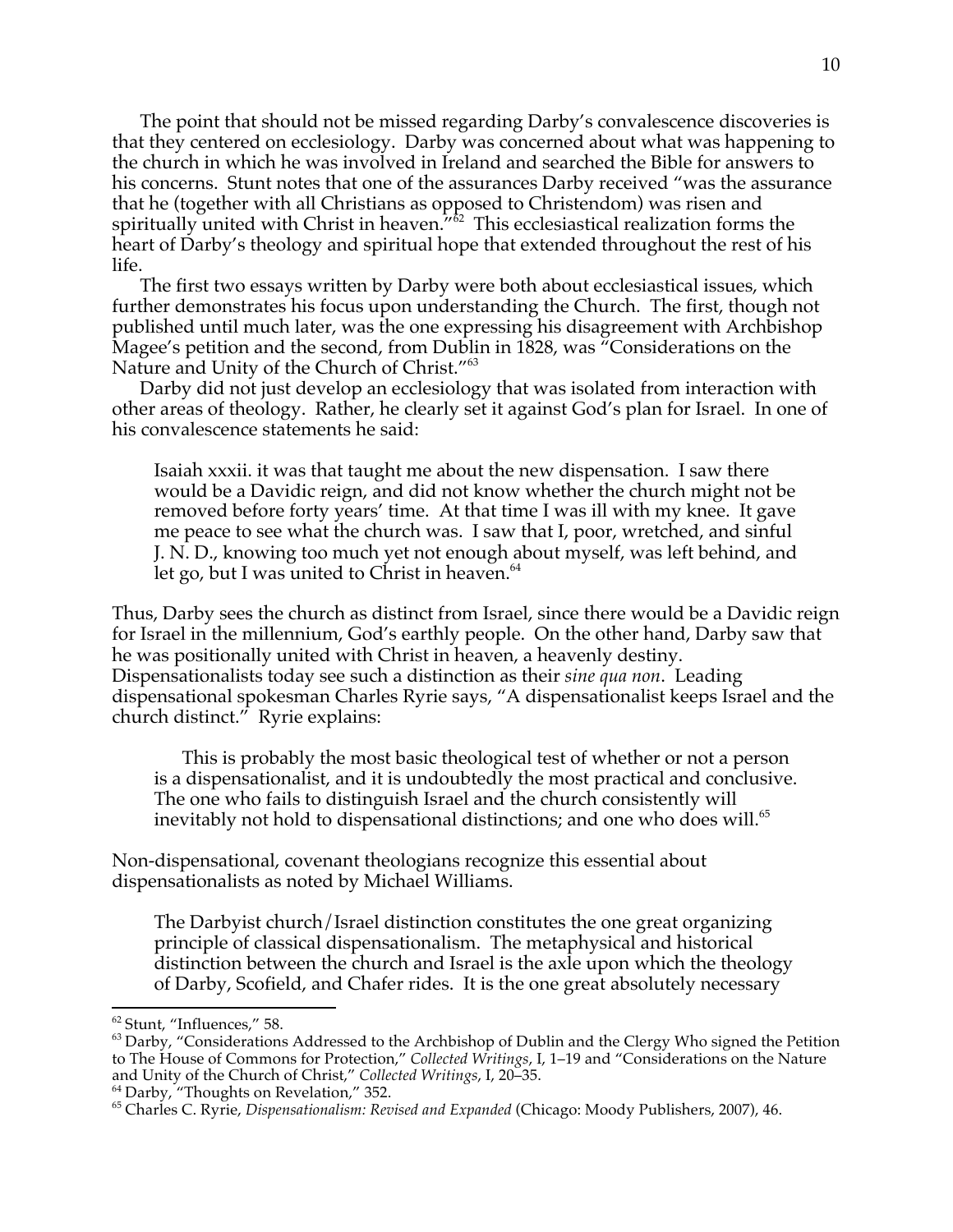The point that should not be missed regarding Darby's convalescence discoveries is that they centered on ecclesiology. Darby was concerned about what was happening to the church in which he was involved in Ireland and searched the Bible for answers to his concerns. Stunt notes that one of the assurances Darby received "was the assurance that he (together with all Christians as opposed to Christendom) was risen and spiritually united with Christ in heaven."[62] This ecclesiastical realization forms the heart of Darby's theology and spiritual hope that extended throughout the rest of his life.

The first two essays written by Darby were both about ecclesiastical issues, which further demonstrates his focus upon understanding the Church. The first, though not published until much later, was the one expressing his disagreement with Archbishop Magee's petition and the second, from Dublin in 1828, was "Considerations on the Nature and Unity of the Church of Christ."[63]

Darby did not just develop an ecclesiology that was isolated from interaction with other areas of theology. Rather, he clearly set it against God's plan for Israel. In one of his convalescence statements he said:

> Isaiah xxxii. it was that taught me about the new dispensation. I saw there would be a Davidic reign, and did not know whether the church might not be removed before forty years' time. At that time I was ill with my knee. It gave me peace to see what the church was. I saw that I, poor, wretched, and sinful J. N. D., knowing too much yet not enough about myself, was left behind, and let go, but I was united to Christ in heaven.[64]

Thus, Darby sees the church as distinct from Israel, since there would be a Davidic reign for Israel in the millennium, God's earthly people. On the other hand, Darby saw that he was positionally united with Christ in heaven, a heavenly destiny. Dispensationalists today see such a distinction as their *sine qua non*. Leading dispensational spokesman Charles Ryrie says, "A dispensationalist keeps Israel and the church distinct." Ryrie explains:

> This is probably the most basic theological test of whether or not a person is a dispensationalist, and it is undoubtedly the most practical and conclusive. The one who fails to distinguish Israel and the church consistently will inevitably not hold to dispensational distinctions; and one who does will.[65]

Non-dispensational, covenant theologians recognize this essential about dispensationalists as noted by Michael Williams.

> The Darbyist church/Israel distinction constitutes the one great organizing principle of classical dispensationalism. The metaphysical and historical distinction between the church and Israel is the axle upon which the theology of Darby, Scofield, and Chafer rides. It is the one great absolutely necessary

---

[62] Stunt, "Influences," 58.

[63] Darby, "Considerations Addressed to the Archbishop of Dublin and the Clergy Who signed the Petition to The House of Commons for Protection," *Collected Writings*, I, 1–19 and "Considerations on the Nature and Unity of the Church of Christ," *Collected Writings*, I, 20–35.

[64] Darby, "Thoughts on Revelation," 352.

[65] Charles C. Ryrie, *Dispensationalism: Revised and Expanded* (Chicago: Moody Publishers, 2007), 46.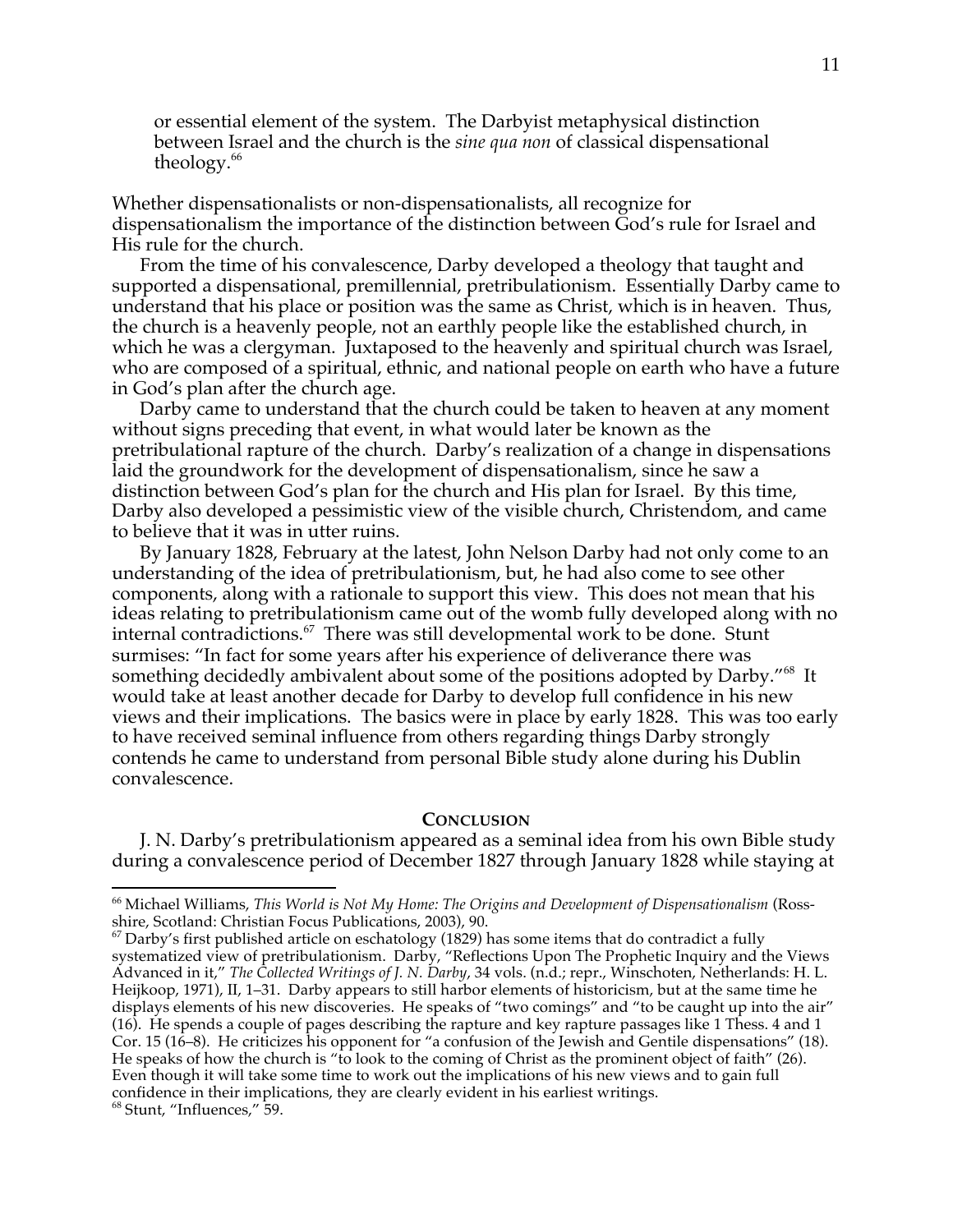> or essential element of the system. The Darbyist metaphysical distinction between Israel and the church is the *sine qua non* of classical dispensational theology.[66]

Whether dispensationalists or non-dispensationalists, all recognize for dispensationalism the importance of the distinction between God's rule for Israel and His rule for the church.

From the time of his convalescence, Darby developed a theology that taught and supported a dispensational, premillennial, pretribulationism. Essentially Darby came to understand that his place or position was the same as Christ, which is in heaven. Thus, the church is a heavenly people, not an earthly people like the established church, in which he was a clergyman. Juxtaposed to the heavenly and spiritual church was Israel, who are composed of a spiritual, ethnic, and national people on earth who have a future in God's plan after the church age.

Darby came to understand that the church could be taken to heaven at any moment without signs preceding that event, in what would later be known as the pretribulational rapture of the church. Darby's realization of a change in dispensations laid the groundwork for the development of dispensationalism, since he saw a distinction between God's plan for the church and His plan for Israel. By this time, Darby also developed a pessimistic view of the visible church, Christendom, and came to believe that it was in utter ruins.

By January 1828, February at the latest, John Nelson Darby had not only come to an understanding of the idea of pretribulationism, but, he had also come to see other components, along with a rationale to support this view. This does not mean that his ideas relating to pretribulationism came out of the womb fully developed along with no internal contradictions.[67] There was still developmental work to be done. Stunt surmises: "In fact for some years after his experience of deliverance there was something decidedly ambivalent about some of the positions adopted by Darby."[68] It would take at least another decade for Darby to develop full confidence in his new views and their implications. The basics were in place by early 1828. This was too early to have received seminal influence from others regarding things Darby strongly contends he came to understand from personal Bible study alone during his Dublin convalescence.

## Conclusion

J. N. Darby's pretribulationism appeared as a seminal idea from his own Bible study during a convalescence period of December 1827 through January 1828 while staying at

---

[66] Michael Williams, *This World is Not My Home: The Origins and Development of Dispensationalism* (Ross-shire, Scotland: Christian Focus Publications, 2003), 90.

[67] Darby's first published article on eschatology (1829) has some items that do contradict a fully systematized view of pretribulationism. Darby, "Reflections Upon The Prophetic Inquiry and the Views Advanced in it," *The Collected Writings of J. N. Darby*, 34 vols. (n.d.; repr., Winschoten, Netherlands: H. L. Heijkoop, 1971), II, 1–31. Darby appears to still harbor elements of historicism, but at the same time he displays elements of his new discoveries. He speaks of "two comings" and "to be caught up into the air" (16). He spends a couple of pages describing the rapture and key rapture passages like 1 Thess. 4 and 1 Cor. 15 (16–8). He criticizes his opponent for "a confusion of the Jewish and Gentile dispensations" (18). He speaks of how the church is "to look to the coming of Christ as the prominent object of faith" (26). Even though it will take some time to work out the implications of his new views and to gain full confidence in their implications, they are clearly evident in his earliest writings.

[68] Stunt, "Influences," 59.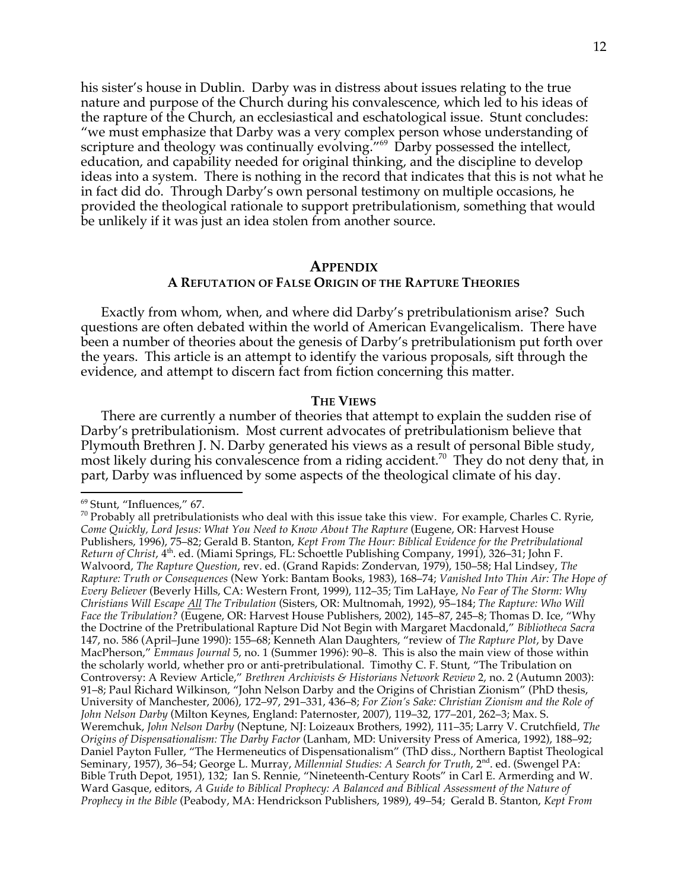his sister's house in Dublin. Darby was in distress about issues relating to the true nature and purpose of the Church during his convalescence, which led to his ideas of the rapture of the Church, an ecclesiastical and eschatological issue. Stunt concludes: "we must emphasize that Darby was a very complex person whose understanding of scripture and theology was continually evolving."[69] Darby possessed the intellect, education, and capability needed for original thinking, and the discipline to develop ideas into a system. There is nothing in the record that indicates that this is not what he in fact did do. Through Darby's own personal testimony on multiple occasions, he provided the theological rationale to support pretribulationism, something that would be unlikely if it was just an idea stolen from another source.

## APPENDIX

### A REFUTATION OF FALSE ORIGIN OF THE RAPTURE THEORIES

Exactly from whom, when, and where did Darby's pretribulationism arise? Such questions are often debated within the world of American Evangelicalism. There have been a number of theories about the genesis of Darby's pretribulationism put forth over the years. This article is an attempt to identify the various proposals, sift through the evidence, and attempt to discern fact from fiction concerning this matter.

#### THE VIEWS

There are currently a number of theories that attempt to explain the sudden rise of Darby's pretribulationism. Most current advocates of pretribulationism believe that Plymouth Brethren J. N. Darby generated his views as a result of personal Bible study, most likely during his convalescence from a riding accident.[70] They do not deny that, in part, Darby was influenced by some aspects of the theological climate of his day.

---

[69] Stunt, "Influences," 67.

[70] Probably all pretribulationists who deal with this issue take this view. For example, Charles C. Ryrie, *Come Quickly, Lord Jesus: What You Need to Know About The Rapture* (Eugene, OR: Harvest House Publishers, 1996), 75–82; Gerald B. Stanton, *Kept From The Hour: Biblical Evidence for the Pretribulational Return of Christ*, 4th. ed. (Miami Springs, FL: Schoettle Publishing Company, 1991), 326–31; John F. Walvoord, *The Rapture Question*, rev. ed. (Grand Rapids: Zondervan, 1979), 150–58; Hal Lindsey, *The Rapture: Truth or Consequences* (New York: Bantam Books, 1983), 168–74; *Vanished Into Thin Air: The Hope of Every Believer* (Beverly Hills, CA: Western Front, 1999), 112–35; Tim LaHaye, *No Fear of The Storm: Why Christians Will Escape All The Tribulation* (Sisters, OR: Multnomah, 1992), 95–184; *The Rapture: Who Will Face the Tribulation?* (Eugene, OR: Harvest House Publishers, 2002), 145–87, 245–8; Thomas D. Ice, "Why the Doctrine of the Pretribulational Rapture Did Not Begin with Margaret Macdonald," *Bibliotheca Sacra* 147, no. 586 (April–June 1990): 155–68; Kenneth Alan Daughters, "review of *The Rapture Plot*, by Dave MacPherson," *Emmaus Journal* 5, no. 1 (Summer 1996): 90–8. This is also the main view of those within the scholarly world, whether pro or anti-pretribulational. Timothy C. F. Stunt, "The Tribulation on Controversy: A Review Article," *Brethren Archivists & Historians Network Review* 2, no. 2 (Autumn 2003): 91–8; Paul Richard Wilkinson, "John Nelson Darby and the Origins of Christian Zionism" (PhD thesis, University of Manchester, 2006), 172–97, 291–331, 436–8; *For Zion's Sake: Christian Zionism and the Role of John Nelson Darby* (Milton Keynes, England: Paternoster, 2007), 119–32, 177–201, 262–3; Max. S. Weremchuk, *John Nelson Darby* (Neptune, NJ: Loizeaux Brothers, 1992), 111–35; Larry V. Crutchfield, *The Origins of Dispensationalism: The Darby Factor* (Lanham, MD: University Press of America, 1992), 188–92; Daniel Payton Fuller, "The Hermeneutics of Dispensationalism" (ThD diss., Northern Baptist Theological Seminary, 1957), 36–54; George L. Murray, *Millennial Studies: A Search for Truth*, 2nd. ed. (Swengel PA: Bible Truth Depot, 1951), 132; Ian S. Rennie, "Nineteenth-Century Roots" in Carl E. Armerding and W. Ward Gasque, editors, *A Guide to Biblical Prophecy: A Balanced and Biblical Assessment of the Nature of Prophecy in the Bible* (Peabody, MA: Hendrickson Publishers, 1989), 49–54; Gerald B. Stanton, *Kept From*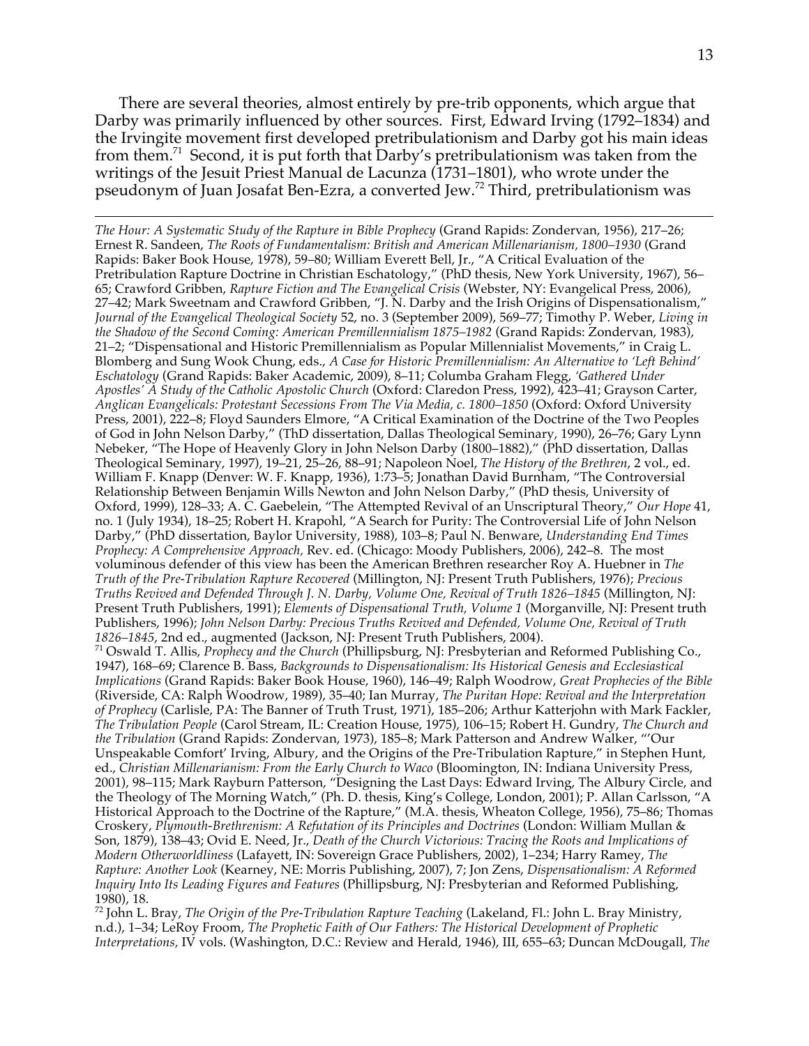There are several theories, almost entirely by pre-trib opponents, which argue that Darby was primarily influenced by other sources. First, Edward Irving (1792–1834) and the Irvingite movement first developed pretribulationism and Darby got his main ideas from them.[71] Second, it is put forth that Darby's pretribulationism was taken from the writings of the Jesuit Priest Manual de Lacunza (1731–1801), who wrote under the pseudonym of Juan Josafat Ben-Ezra, a converted Jew.[72] Third, pretribulationism was

---

*The Hour: A Systematic Study of the Rapture in Bible Prophecy* (Grand Rapids: Zondervan, 1956), 217–26; Ernest R. Sandeen, *The Roots of Fundamentalism: British and American Millenarianism, 1800–1930* (Grand Rapids: Baker Book House, 1978), 59–80; William Everett Bell, Jr., "A Critical Evaluation of the Pretribulation Rapture Doctrine in Christian Eschatology," (PhD thesis, New York University, 1967), 56–65; Crawford Gribben, *Rapture Fiction and The Evangelical Crisis* (Webster, NY: Evangelical Press, 2006), 27–42; Mark Sweetnam and Crawford Gribben, "J. N. Darby and the Irish Origins of Dispensationalism," *Journal of the Evangelical Theological Society* 52, no. 3 (September 2009), 569–77; Timothy P. Weber, *Living in the Shadow of the Second Coming: American Premillennialism 1875–1982* (Grand Rapids: Zondervan, 1983), 21–2; "Dispensational and Historic Premillennialism as Popular Millennialist Movements," in Craig L. Blomberg and Sung Wook Chung, eds., *A Case for Historic Premillennialism: An Alternative to 'Left Behind' Eschatology* (Grand Rapids: Baker Academic, 2009), 8–11; Columba Graham Flegg, *'Gathered Under Apostles' A Study of the Catholic Apostolic Church* (Oxford: Claredon Press, 1992), 423–41; Grayson Carter, *Anglican Evangelicals: Protestant Secessions From The Via Media, c. 1800–1850* (Oxford: Oxford University Press, 2001), 222–8; Floyd Saunders Elmore, "A Critical Examination of the Doctrine of the Two Peoples of God in John Nelson Darby," (ThD dissertation, Dallas Theological Seminary, 1990), 26–76; Gary Lynn Nebeker, "The Hope of Heavenly Glory in John Nelson Darby (1800–1882)," (PhD dissertation, Dallas Theological Seminary, 1997), 19–21, 25–26, 88–91; Napoleon Noel, *The History of the Brethren*, 2 vol., ed. William F. Knapp (Denver: W. F. Knapp, 1936), 1:73–5; Jonathan David Burnham, "The Controversial Relationship Between Benjamin Wills Newton and John Nelson Darby," (PhD thesis, University of Oxford, 1999), 128–33; A. C. Gaebelein, "The Attempted Revival of an Unscriptural Theory," *Our Hope* 41, no. 1 (July 1934), 18–25; Robert H. Krapohl, "A Search for Purity: The Controversial Life of John Nelson Darby," (PhD dissertation, Baylor University, 1988), 103–8; Paul N. Benware, *Understanding End Times Prophecy: A Comprehensive Approach*, Rev. ed. (Chicago: Moody Publishers, 2006), 242–8. The most voluminous defender of this view has been the American Brethren researcher Roy A. Huebner in *The Truth of the Pre-Tribulation Rapture Recovered* (Millington, NJ: Present Truth Publishers, 1976); *Precious Truths Revived and Defended Through J. N. Darby, Volume One, Revival of Truth 1826–1845* (Millington, NJ: Present Truth Publishers, 1991); *Elements of Dispensational Truth, Volume 1* (Morganville, NJ: Present truth Publishers, 1996); *John Nelson Darby: Precious Truths Revived and Defended, Volume One, Revival of Truth 1826–1845*, 2nd ed., augmented (Jackson, NJ: Present Truth Publishers, 2004).

[71] Oswald T. Allis, *Prophecy and the Church* (Phillipsburg, NJ: Presbyterian and Reformed Publishing Co., 1947), 168–69; Clarence B. Bass, *Backgrounds to Dispensationalism: Its Historical Genesis and Ecclesiastical Implications* (Grand Rapids: Baker Book House, 1960), 146–49; Ralph Woodrow, *Great Prophecies of the Bible* (Riverside, CA: Ralph Woodrow, 1989), 35–40; Ian Murray, *The Puritan Hope: Revival and the Interpretation of Prophecy* (Carlisle, PA: The Banner of Truth Trust, 1971), 185–206; Arthur Katterjohn with Mark Fackler, *The Tribulation People* (Carol Stream, IL: Creation House, 1975), 106–15; Robert H. Gundry, *The Church and the Tribulation* (Grand Rapids: Zondervan, 1973), 185–8; Mark Patterson and Andrew Walker, "'Our Unspeakable Comfort' Irving, Albury, and the Origins of the Pre-Tribulation Rapture," in Stephen Hunt, ed., *Christian Millenarianism: From the Early Church to Waco* (Bloomington, IN: Indiana University Press, 2001), 98–115; Mark Rayburn Patterson, "Designing the Last Days: Edward Irving, The Albury Circle, and the Theology of The Morning Watch," (Ph. D. thesis, King's College, London, 2001); P. Allan Carlsson, "A Historical Approach to the Doctrine of the Rapture," (M.A. thesis, Wheaton College, 1956), 75–86; Thomas Croskery, *Plymouth-Brethrenism: A Refutation of its Principles and Doctrines* (London: William Mullan & Son, 1879), 138–43; Ovid E. Need, Jr., *Death of the Church Victorious: Tracing the Roots and Implications of Modern Otherworldliness* (Lafayett, IN: Sovereign Grace Publishers, 2002), 1–234; Harry Ramey, *The Rapture: Another Look* (Kearney, NE: Morris Publishing, 2007), 7; Jon Zens, *Dispensationalism: A Reformed Inquiry Into Its Leading Figures and Features* (Phillipsburg, NJ: Presbyterian and Reformed Publishing, 1980), 18.

[72] John L. Bray, *The Origin of the Pre-Tribulation Rapture Teaching* (Lakeland, Fl.: John L. Bray Ministry, n.d.), 1–34; LeRoy Froom, *The Prophetic Faith of Our Fathers: The Historical Development of Prophetic Interpretations,* IV vols. (Washington, D.C.: Review and Herald, 1946), III, 655–63; Duncan McDougall, *The*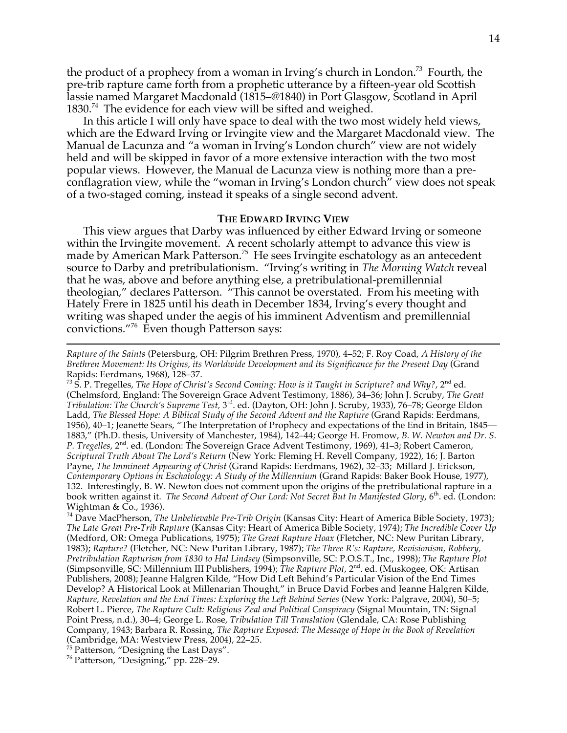the product of a prophecy from a woman in Irving's church in London.[73] Fourth, the pre-trib rapture came forth from a prophetic utterance by a fifteen-year old Scottish lassie named Margaret Macdonald (1815–@1840) in Port Glasgow, Scotland in April 1830.[74] The evidence for each view will be sifted and weighed.

In this article I will only have space to deal with the two most widely held views, which are the Edward Irving or Irvingite view and the Margaret Macdonald view. The Manual de Lacunza and "a woman in Irving's London church" view are not widely held and will be skipped in favor of a more extensive interaction with the two most popular views. However, the Manual de Lacunza view is nothing more than a pre-conflagration view, while the "woman in Irving's London church" view does not speak of a two-staged coming, instead it speaks of a single second advent.

### THE EDWARD IRVING VIEW

This view argues that Darby was influenced by either Edward Irving or someone within the Irvingite movement. A recent scholarly attempt to advance this view is made by American Mark Patterson.[75] He sees Irvingite eschatology as an antecedent source to Darby and pretribulationism. "Irving's writing in *The Morning Watch* reveal that he was, above and before anything else, a pretribulational-premillennial theologian," declares Patterson. "This cannot be overstated. From his meeting with Hately Frere in 1825 until his death in December 1834, Irving's every thought and writing was shaped under the aegis of his imminent Adventism and premillennial convictions."[76] Even though Patterson says:

---

*Rapture of the Saints* (Petersburg, OH: Pilgrim Brethren Press, 1970), 4–52; F. Roy Coad, *A History of the Brethren Movement: Its Origins, its Worldwide Development and its Significance for the Present Day* (Grand Rapids: Eerdmans, 1968), 128–37.

[73] S. P. Tregelles, *The Hope of Christ's Second Coming: How is it Taught in Scripture? and Why?*, 2nd ed. (Chelmsford, England: The Sovereign Grace Advent Testimony, 1886), 34–36; John J. Scruby, *The Great Tribulation: The Church's Supreme Test*, 3rd. ed. (Dayton, OH: John J. Scruby, 1933), 76–78; George Eldon Ladd, *The Blessed Hope: A Biblical Study of the Second Advent and the Rapture* (Grand Rapids: Eerdmans, 1956), 40–1; Jeanette Sears, "The Interpretation of Prophecy and expectations of the End in Britain, 1845—1883," (Ph.D. thesis, University of Manchester, 1984), 142–44; George H. Fromow, *B. W. Newton and Dr. S. P. Tregelles*, 2nd. ed. (London: The Sovereign Grace Advent Testimony, 1969), 41–3; Robert Cameron, *Scriptural Truth About The Lord's Return* (New York: Fleming H. Revell Company, 1922), 16; J. Barton Payne, *The Imminent Appearing of Christ* (Grand Rapids: Eerdmans, 1962), 32–33; Millard J. Erickson, *Contemporary Options in Eschatology: A Study of the Millennium* (Grand Rapids: Baker Book House, 1977), 132. Interestingly, B. W. Newton does not comment upon the origins of the pretribulational rapture in a book written against it. *The Second Advent of Our Lord: Not Secret But In Manifested Glory*, 6th. ed. (London: Wightman & Co., 1936).

[74] Dave MacPherson, *The Unbelievable Pre-Trib Origin* (Kansas City: Heart of America Bible Society, 1973); *The Late Great Pre-Trib Rapture* (Kansas City: Heart of America Bible Society, 1974); *The Incredible Cover Up* (Medford, OR: Omega Publications, 1975); *The Great Rapture Hoax* (Fletcher, NC: New Puritan Library, 1983); *Rapture?* (Fletcher, NC: New Puritan Library, 1987); *The Three R's: Rapture, Revisionism, Robbery, Pretribulation Rapturism from 1830 to Hal Lindsey* (Simpsonville, SC: P.O.S.T., Inc., 1998); *The Rapture Plot* (Simpsonville, SC: Millennium III Publishers, 1994); *The Rapture Plot*, 2nd. ed. (Muskogee, OK: Artisan Publishers, 2008); Jeanne Halgren Kilde, "How Did Left Behind's Particular Vision of the End Times Develop? A Historical Look at Millenarian Thought," in Bruce David Forbes and Jeanne Halgren Kilde, *Rapture, Revelation and the End Times: Exploring the Left Behind Series* (New York: Palgrave, 2004), 50–5; Robert L. Pierce, *The Rapture Cult: Religious Zeal and Political Conspiracy* (Signal Mountain, TN: Signal Point Press, n.d.), 30–4; George L. Rose, *Tribulation Till Translation* (Glendale, CA: Rose Publishing Company, 1943; Barbara R. Rossing, *The Rapture Exposed: The Message of Hope in the Book of Revelation* (Cambridge, MA: Westview Press, 2004), 22–25.

[75] Patterson, "Designing the Last Days".

[76] Patterson, "Designing," pp. 228–29.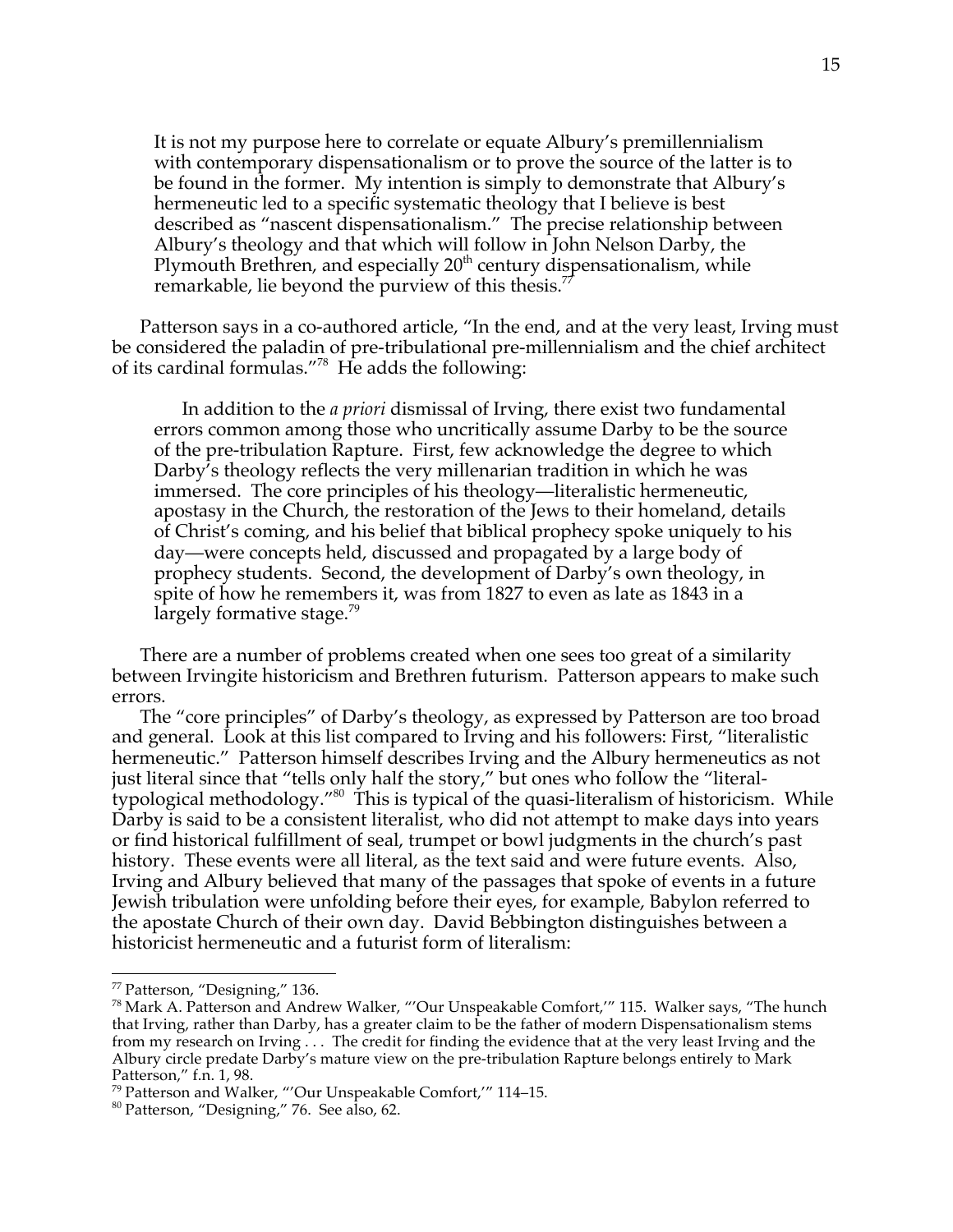> It is not my purpose here to correlate or equate Albury's premillennialism with contemporary dispensationalism or to prove the source of the latter is to be found in the former. My intention is simply to demonstrate that Albury's hermeneutic led to a specific systematic theology that I believe is best described as "nascent dispensationalism." The precise relationship between Albury's theology and that which will follow in John Nelson Darby, the Plymouth Brethren, and especially 20th century dispensationalism, while remarkable, lie beyond the purview of this thesis.[77]

Patterson says in a co-authored article, "In the end, and at the very least, Irving must be considered the paladin of pre-tribulational pre-millennialism and the chief architect of its cardinal formulas."[78] He adds the following:

> In addition to the *a priori* dismissal of Irving, there exist two fundamental errors common among those who uncritically assume Darby to be the source of the pre-tribulation Rapture. First, few acknowledge the degree to which Darby's theology reflects the very millenarian tradition in which he was immersed. The core principles of his theology—literalistic hermeneutic, apostasy in the Church, the restoration of the Jews to their homeland, details of Christ's coming, and his belief that biblical prophecy spoke uniquely to his day—were concepts held, discussed and propagated by a large body of prophecy students. Second, the development of Darby's own theology, in spite of how he remembers it, was from 1827 to even as late as 1843 in a largely formative stage.[79]

There are a number of problems created when one sees too great of a similarity between Irvingite historicism and Brethren futurism. Patterson appears to make such errors.

The "core principles" of Darby's theology, as expressed by Patterson are too broad and general. Look at this list compared to Irving and his followers: First, "literalistic hermeneutic." Patterson himself describes Irving and the Albury hermeneutics as not just literal since that "tells only half the story," but ones who follow the "literal-typological methodology."[80] This is typical of the quasi-literalism of historicism. While Darby is said to be a consistent literalist, who did not attempt to make days into years or find historical fulfillment of seal, trumpet or bowl judgments in the church's past history. These events were all literal, as the text said and were future events. Also, Irving and Albury believed that many of the passages that spoke of events in a future Jewish tribulation were unfolding before their eyes, for example, Babylon referred to the apostate Church of their own day. David Bebbington distinguishes between a historicist hermeneutic and a futurist form of literalism:

---

[77] Patterson, "Designing," 136.

[78] Mark A. Patterson and Andrew Walker, "'Our Unspeakable Comfort,'" 115. Walker says, "The hunch that Irving, rather than Darby, has a greater claim to be the father of modern Dispensationalism stems from my research on Irving . . . The credit for finding the evidence that at the very least Irving and the Albury circle predate Darby's mature view on the pre-tribulation Rapture belongs entirely to Mark Patterson," f.n. 1, 98.

[79] Patterson and Walker, "'Our Unspeakable Comfort,'" 114–15.

[80] Patterson, "Designing," 76. See also, 62.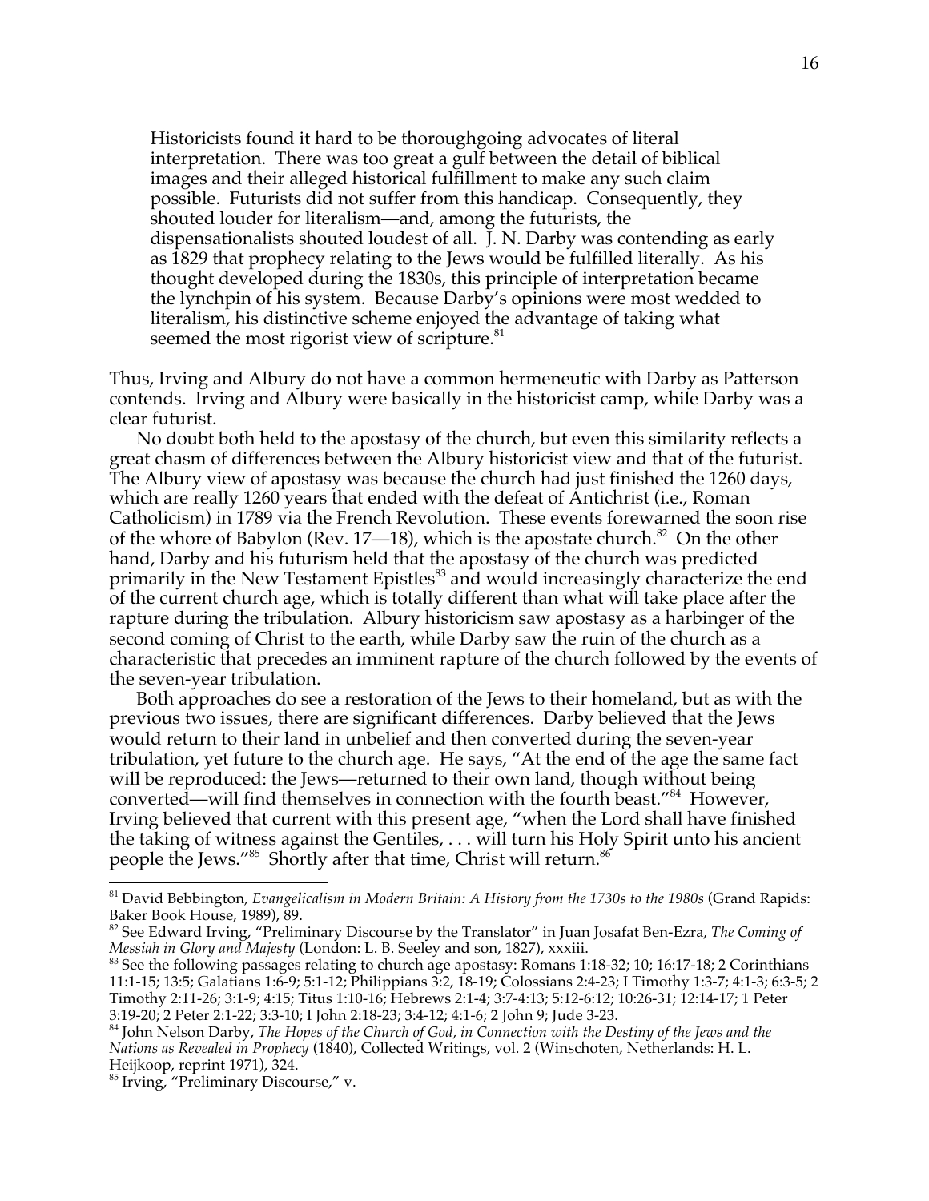> Historicists found it hard to be thoroughgoing advocates of literal interpretation. There was too great a gulf between the detail of biblical images and their alleged historical fulfillment to make any such claim possible. Futurists did not suffer from this handicap. Consequently, they shouted louder for literalism—and, among the futurists, the dispensationalists shouted loudest of all. J. N. Darby was contending as early as 1829 that prophecy relating to the Jews would be fulfilled literally. As his thought developed during the 1830s, this principle of interpretation became the lynchpin of his system. Because Darby's opinions were most wedded to literalism, his distinctive scheme enjoyed the advantage of taking what seemed the most rigorist view of scripture.[81]

Thus, Irving and Albury do not have a common hermeneutic with Darby as Patterson contends. Irving and Albury were basically in the historicist camp, while Darby was a clear futurist.

No doubt both held to the apostasy of the church, but even this similarity reflects a great chasm of differences between the Albury historicist view and that of the futurist. The Albury view of apostasy was because the church had just finished the 1260 days, which are really 1260 years that ended with the defeat of Antichrist (i.e., Roman Catholicism) in 1789 via the French Revolution. These events forewarned the soon rise of the whore of Babylon (Rev. 17—18), which is the apostate church.[82] On the other hand, Darby and his futurism held that the apostasy of the church was predicted primarily in the New Testament Epistles[83] and would increasingly characterize the end of the current church age, which is totally different than what will take place after the rapture during the tribulation. Albury historicism saw apostasy as a harbinger of the second coming of Christ to the earth, while Darby saw the ruin of the church as a characteristic that precedes an imminent rapture of the church followed by the events of the seven-year tribulation.

Both approaches do see a restoration of the Jews to their homeland, but as with the previous two issues, there are significant differences. Darby believed that the Jews would return to their land in unbelief and then converted during the seven-year tribulation, yet future to the church age. He says, "At the end of the age the same fact will be reproduced: the Jews—returned to their own land, though without being converted—will find themselves in connection with the fourth beast."[84] However, Irving believed that current with this present age, "when the Lord shall have finished the taking of witness against the Gentiles, . . . will turn his Holy Spirit unto his ancient people the Jews."[85] Shortly after that time, Christ will return.[86]

---

[81] David Bebbington, *Evangelicalism in Modern Britain: A History from the 1730s to the 1980s* (Grand Rapids: Baker Book House, 1989), 89.

[82] See Edward Irving, "Preliminary Discourse by the Translator" in Juan Josafat Ben-Ezra, *The Coming of Messiah in Glory and Majesty* (London: L. B. Seeley and son, 1827), xxxiii.

[83] See the following passages relating to church age apostasy: Romans 1:18-32; 10; 16:17-18; 2 Corinthians 11:1-15; 13:5; Galatians 1:6-9; 5:1-12; Philippians 3:2, 18-19; Colossians 2:4-23; I Timothy 1:3-7; 4:1-3; 6:3-5; 2 Timothy 2:11-26; 3:1-9; 4:15; Titus 1:10-16; Hebrews 2:1-4; 3:7-4:13; 5:12-6:12; 10:26-31; 12:14-17; 1 Peter 3:19-20; 2 Peter 2:1-22; 3:3-10; I John 2:18-23; 3:4-12; 4:1-6; 2 John 9; Jude 3-23.

[84] John Nelson Darby, *The Hopes of the Church of God, in Connection with the Destiny of the Jews and the Nations as Revealed in Prophecy* (1840), Collected Writings, vol. 2 (Winschoten, Netherlands: H. L. Heijkoop, reprint 1971), 324.

[85] Irving, "Preliminary Discourse," v.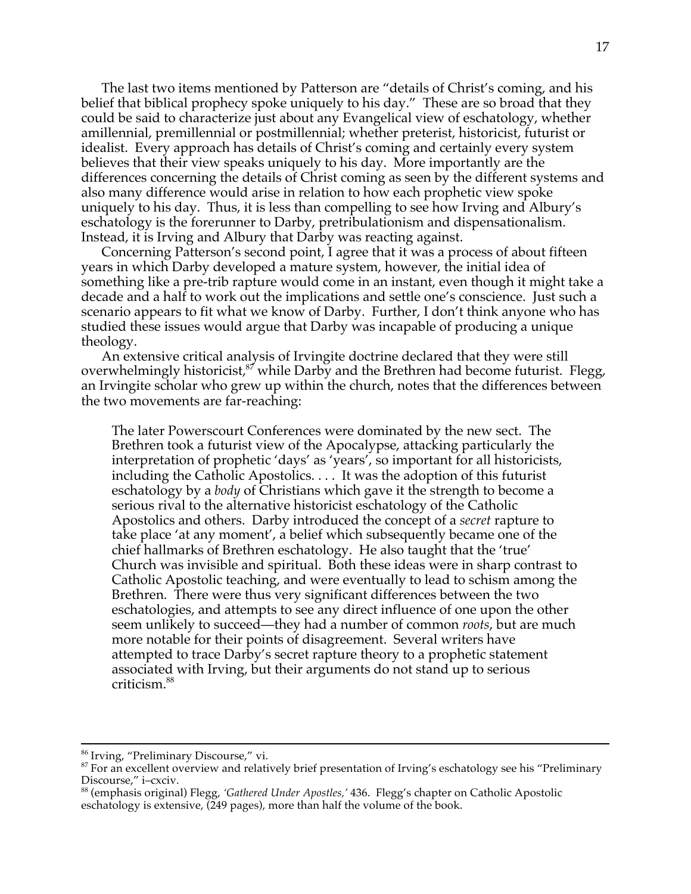The last two items mentioned by Patterson are "details of Christ's coming, and his belief that biblical prophecy spoke uniquely to his day." These are so broad that they could be said to characterize just about any Evangelical view of eschatology, whether amillennial, premillennial or postmillennial; whether preterist, historicist, futurist or idealist. Every approach has details of Christ's coming and certainly every system believes that their view speaks uniquely to his day. More importantly are the differences concerning the details of Christ coming as seen by the different systems and also many difference would arise in relation to how each prophetic view spoke uniquely to his day. Thus, it is less than compelling to see how Irving and Albury's eschatology is the forerunner to Darby, pretribulationism and dispensationalism. Instead, it is Irving and Albury that Darby was reacting against.

Concerning Patterson's second point, I agree that it was a process of about fifteen years in which Darby developed a mature system, however, the initial idea of something like a pre-trib rapture would come in an instant, even though it might take a decade and a half to work out the implications and settle one's conscience. Just such a scenario appears to fit what we know of Darby. Further, I don't think anyone who has studied these issues would argue that Darby was incapable of producing a unique theology.

An extensive critical analysis of Irvingite doctrine declared that they were still overwhelmingly historicist,[87] while Darby and the Brethren had become futurist. Flegg, an Irvingite scholar who grew up within the church, notes that the differences between the two movements are far-reaching:

> The later Powerscourt Conferences were dominated by the new sect. The Brethren took a futurist view of the Apocalypse, attacking particularly the interpretation of prophetic 'days' as 'years', so important for all historicists, including the Catholic Apostolics. . . . It was the adoption of this futurist eschatology by a *body* of Christians which gave it the strength to become a serious rival to the alternative historicist eschatology of the Catholic Apostolics and others. Darby introduced the concept of a *secret* rapture to take place 'at any moment', a belief which subsequently became one of the chief hallmarks of Brethren eschatology. He also taught that the 'true' Church was invisible and spiritual. Both these ideas were in sharp contrast to Catholic Apostolic teaching, and were eventually to lead to schism among the Brethren. There were thus very significant differences between the two eschatologies, and attempts to see any direct influence of one upon the other seem unlikely to succeed—they had a number of common *roots*, but are much more notable for their points of disagreement. Several writers have attempted to trace Darby's secret rapture theory to a prophetic statement associated with Irving, but their arguments do not stand up to serious criticism.[88]

---

[86] Irving, "Preliminary Discourse," vi.

[87] For an excellent overview and relatively brief presentation of Irving's eschatology see his "Preliminary Discourse," i–cxciv.

[88] (emphasis original) Flegg, *'Gathered Under Apostles,'* 436. Flegg's chapter on Catholic Apostolic eschatology is extensive, (249 pages), more than half the volume of the book.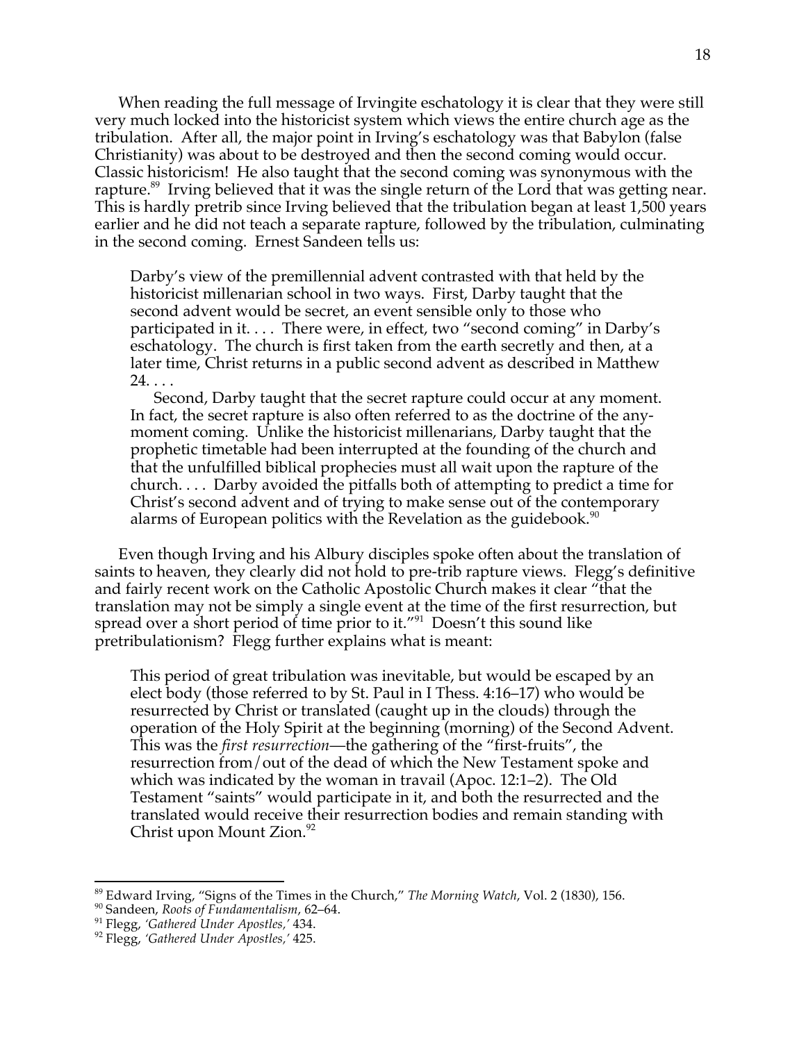When reading the full message of Irvingite eschatology it is clear that they were still very much locked into the historicist system which views the entire church age as the tribulation. After all, the major point in Irving's eschatology was that Babylon (false Christianity) was about to be destroyed and then the second coming would occur. Classic historicism! He also taught that the second coming was synonymous with the rapture.[89] Irving believed that it was the single return of the Lord that was getting near. This is hardly pretrib since Irving believed that the tribulation began at least 1,500 years earlier and he did not teach a separate rapture, followed by the tribulation, culminating in the second coming. Ernest Sandeen tells us:

> Darby's view of the premillennial advent contrasted with that held by the historicist millenarian school in two ways. First, Darby taught that the second advent would be secret, an event sensible only to those who participated in it. . . . There were, in effect, two "second coming" in Darby's eschatology. The church is first taken from the earth secretly and then, at a later time, Christ returns in a public second advent as described in Matthew 24. . . .
>
> Second, Darby taught that the secret rapture could occur at any moment. In fact, the secret rapture is also often referred to as the doctrine of the any-moment coming. Unlike the historicist millenarians, Darby taught that the prophetic timetable had been interrupted at the founding of the church and that the unfulfilled biblical prophecies must all wait upon the rapture of the church. . . . Darby avoided the pitfalls both of attempting to predict a time for Christ's second advent and of trying to make sense out of the contemporary alarms of European politics with the Revelation as the guidebook.[90]

Even though Irving and his Albury disciples spoke often about the translation of saints to heaven, they clearly did not hold to pre-trib rapture views. Flegg's definitive and fairly recent work on the Catholic Apostolic Church makes it clear "that the translation may not be simply a single event at the time of the first resurrection, but spread over a short period of time prior to it."[91] Doesn't this sound like pretribulationism? Flegg further explains what is meant:

> This period of great tribulation was inevitable, but would be escaped by an elect body (those referred to by St. Paul in I Thess. 4:16–17) who would be resurrected by Christ or translated (caught up in the clouds) through the operation of the Holy Spirit at the beginning (morning) of the Second Advent. This was the *first resurrection*—the gathering of the "first-fruits", the resurrection from/out of the dead of which the New Testament spoke and which was indicated by the woman in travail (Apoc. 12:1–2). The Old Testament "saints" would participate in it, and both the resurrected and the translated would receive their resurrection bodies and remain standing with Christ upon Mount Zion.[92]

---

[89] Edward Irving, "Signs of the Times in the Church," *The Morning Watch*, Vol. 2 (1830), 156.

[90] Sandeen, *Roots of Fundamentalism*, 62–64.

[91] Flegg, *'Gathered Under Apostles,'* 434.

[92] Flegg, *'Gathered Under Apostles,'* 425.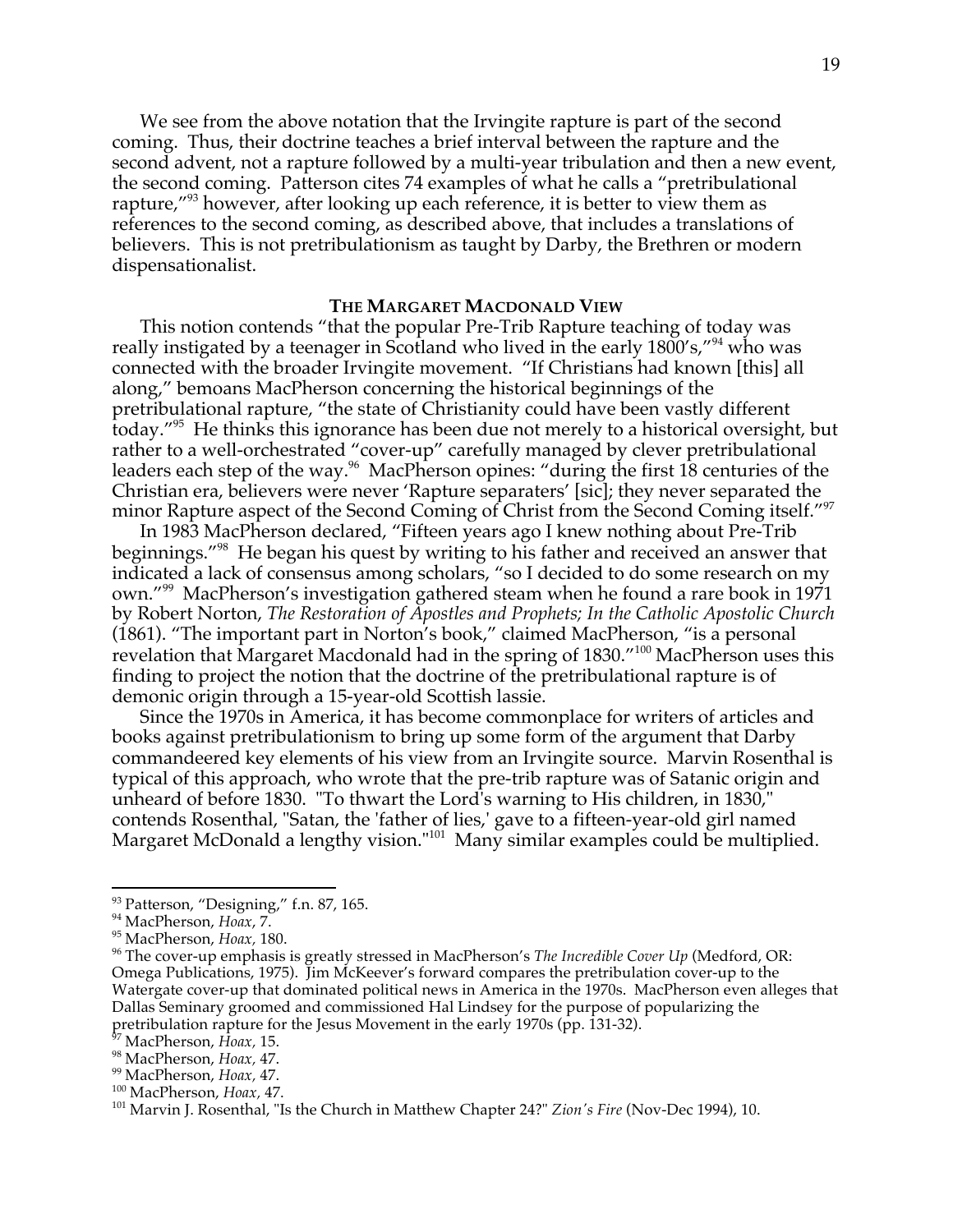We see from the above notation that the Irvingite rapture is part of the second coming. Thus, their doctrine teaches a brief interval between the rapture and the second advent, not a rapture followed by a multi-year tribulation and then a new event, the second coming. Patterson cites 74 examples of what he calls a "pretribulational rapture,"[93] however, after looking up each reference, it is better to view them as references to the second coming, as described above, that includes a translations of believers. This is not pretribulationism as taught by Darby, the Brethren or modern dispensationalist.

### THE MARGARET MACDONALD VIEW

This notion contends "that the popular Pre-Trib Rapture teaching of today was really instigated by a teenager in Scotland who lived in the early 1800's,"[94] who was connected with the broader Irvingite movement. "If Christians had known [this] all along," bemoans MacPherson concerning the historical beginnings of the pretribulational rapture, "the state of Christianity could have been vastly different today."[95] He thinks this ignorance has been due not merely to a historical oversight, but rather to a well-orchestrated "cover-up" carefully managed by clever pretribulational leaders each step of the way.[96] MacPherson opines: "during the first 18 centuries of the Christian era, believers were never 'Rapture separaters' [sic]; they never separated the minor Rapture aspect of the Second Coming of Christ from the Second Coming itself."[97]

In 1983 MacPherson declared, "Fifteen years ago I knew nothing about Pre-Trib beginnings."[98] He began his quest by writing to his father and received an answer that indicated a lack of consensus among scholars, "so I decided to do some research on my own."[99] MacPherson's investigation gathered steam when he found a rare book in 1971 by Robert Norton, *The Restoration of Apostles and Prophets; In the Catholic Apostolic Church* (1861). "The important part in Norton's book," claimed MacPherson, "is a personal revelation that Margaret Macdonald had in the spring of 1830."[100] MacPherson uses this finding to project the notion that the doctrine of the pretribulational rapture is of demonic origin through a 15-year-old Scottish lassie.

Since the 1970s in America, it has become commonplace for writers of articles and books against pretribulationism to bring up some form of the argument that Darby commandeered key elements of his view from an Irvingite source. Marvin Rosenthal is typical of this approach, who wrote that the pre-trib rapture was of Satanic origin and unheard of before 1830. "To thwart the Lord's warning to His children, in 1830," contends Rosenthal, "Satan, the 'father of lies,' gave to a fifteen-year-old girl named Margaret McDonald a lengthy vision."[101] Many similar examples could be multiplied.

---

[93] Patterson, "Designing," f.n. 87, 165.

[94] MacPherson, *Hoax*, 7.

[95] MacPherson, *Hoax*, 180.

[96] The cover-up emphasis is greatly stressed in MacPherson's *The Incredible Cover Up* (Medford, OR: Omega Publications, 1975). Jim McKeever's forward compares the pretribulation cover-up to the Watergate cover-up that dominated political news in America in the 1970s. MacPherson even alleges that Dallas Seminary groomed and commissioned Hal Lindsey for the purpose of popularizing the pretribulation rapture for the Jesus Movement in the early 1970s (pp. 131-32).

[97] MacPherson, *Hoax*, 15.

[98] MacPherson, *Hoax*, 47.

[99] MacPherson, *Hoax*, 47.

[100] MacPherson, *Hoax*, 47.

[101] Marvin J. Rosenthal, "Is the Church in Matthew Chapter 24?" *Zion's Fire* (Nov-Dec 1994), 10.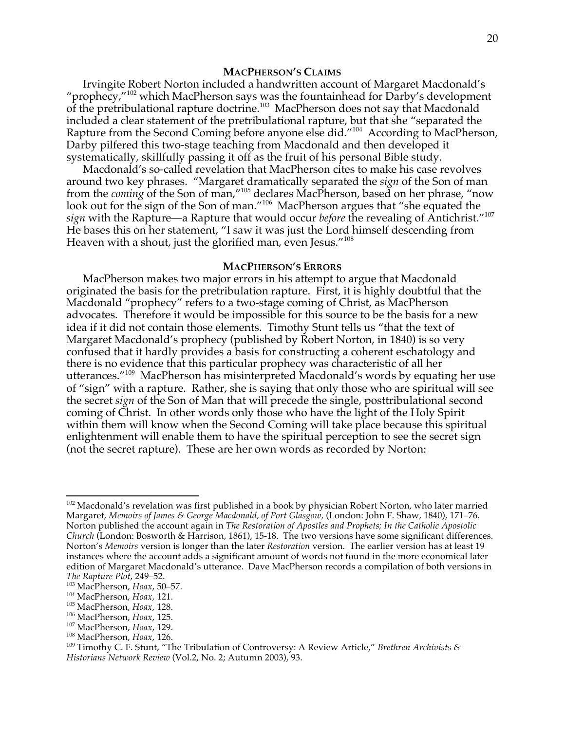## MacPherson's Claims

Irvingite Robert Norton included a handwritten account of Margaret Macdonald's "prophecy,"[102] which MacPherson says was the fountainhead for Darby's development of the pretribulational rapture doctrine.[103] MacPherson does not say that Macdonald included a clear statement of the pretribulational rapture, but that she "separated the Rapture from the Second Coming before anyone else did."[104] According to MacPherson, Darby pilfered this two-stage teaching from Macdonald and then developed it systematically, skillfully passing it off as the fruit of his personal Bible study.

Macdonald's so-called revelation that MacPherson cites to make his case revolves around two key phrases. "Margaret dramatically separated the *sign* of the Son of man from the *coming* of the Son of man,"[105] declares MacPherson, based on her phrase, "now look out for the sign of the Son of man."[106] MacPherson argues that "she equated the *sign* with the Rapture—a Rapture that would occur *before* the revealing of Antichrist."[107] He bases this on her statement, "I saw it was just the Lord himself descending from Heaven with a shout, just the glorified man, even Jesus."[108]

## MacPherson's Errors

MacPherson makes two major errors in his attempt to argue that Macdonald originated the basis for the pretribulation rapture. First, it is highly doubtful that the Macdonald "prophecy" refers to a two-stage coming of Christ, as MacPherson advocates. Therefore it would be impossible for this source to be the basis for a new idea if it did not contain those elements. Timothy Stunt tells us "that the text of Margaret Macdonald's prophecy (published by Robert Norton, in 1840) is so very confused that it hardly provides a basis for constructing a coherent eschatology and there is no evidence that this particular prophecy was characteristic of all her utterances."[109] MacPherson has misinterpreted Macdonald's words by equating her use of "sign" with a rapture. Rather, she is saying that only those who are spiritual will see the secret *sign* of the Son of Man that will precede the single, posttribulational second coming of Christ. In other words only those who have the light of the Holy Spirit within them will know when the Second Coming will take place because this spiritual enlightenment will enable them to have the spiritual perception to see the secret sign (not the secret rapture). These are her own words as recorded by Norton:

---

[102] Macdonald's revelation was first published in a book by physician Robert Norton, who later married Margaret, *Memoirs of James & George Macdonald, of Port Glasgow,* (London: John F. Shaw, 1840), 171–76. Norton published the account again in *The Restoration of Apostles and Prophets; In the Catholic Apostolic Church* (London: Bosworth & Harrison, 1861), 15-18. The two versions have some significant differences. Norton's *Memoirs* version is longer than the later *Restoration* version. The earlier version has at least 19 instances where the account adds a significant amount of words not found in the more economical later edition of Margaret Macdonald's utterance. Dave MacPherson records a compilation of both versions in *The Rapture Plot*, 249–52.

[103] MacPherson, *Hoax*, 50–57.

[104] MacPherson, *Hoax*, 121.

[105] MacPherson, *Hoax*, 128.

[106] MacPherson, *Hoax*, 125.

[107] MacPherson, *Hoax*, 129.

[108] MacPherson, *Hoax*, 126.

[109] Timothy C. F. Stunt, "The Tribulation of Controversy: A Review Article," *Brethren Archivists & Historians Network Review* (Vol.2, No. 2; Autumn 2003), 93.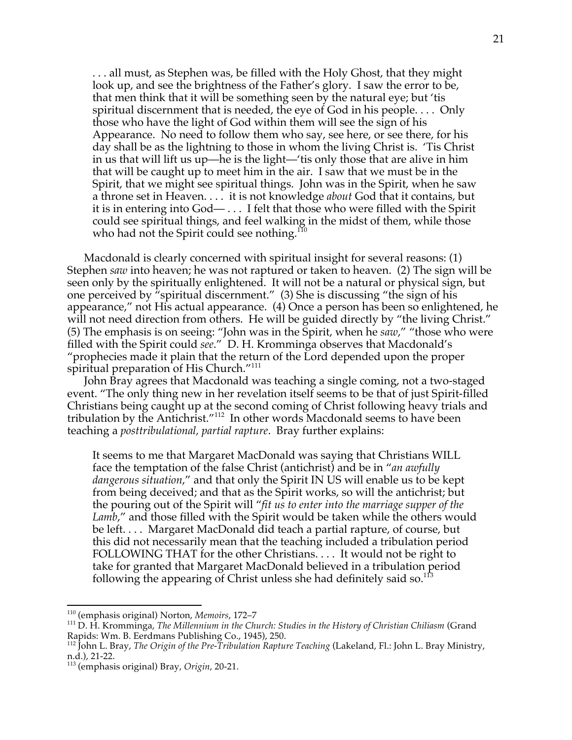> . . . all must, as Stephen was, be filled with the Holy Ghost, that they might look up, and see the brightness of the Father's glory. I saw the error to be, that men think that it will be something seen by the natural eye; but 'tis spiritual discernment that is needed, the eye of God in his people. . . . Only those who have the light of God within them will see the sign of his Appearance. No need to follow them who say, see here, or see there, for his day shall be as the lightning to those in whom the living Christ is. 'Tis Christ in us that will lift us up—he is the light—'tis only those that are alive in him that will be caught up to meet him in the air. I saw that we must be in the Spirit, that we might see spiritual things. John was in the Spirit, when he saw a throne set in Heaven. . . . it is not knowledge *about* God that it contains, but it is in entering into God— . . . I felt that those who were filled with the Spirit could see spiritual things, and feel walking in the midst of them, while those who had not the Spirit could see nothing.[110]

Macdonald is clearly concerned with spiritual insight for several reasons: (1) Stephen *saw* into heaven; he was not raptured or taken to heaven. (2) The sign will be seen only by the spiritually enlightened. It will not be a natural or physical sign, but one perceived by "spiritual discernment." (3) She is discussing "the sign of his appearance," not His actual appearance. (4) Once a person has been so enlightened, he will not need direction from others. He will be guided directly by "the living Christ." (5) The emphasis is on seeing: "John was in the Spirit, when he *saw*," "those who were filled with the Spirit could *see*." D. H. Kromminga observes that Macdonald's "prophecies made it plain that the return of the Lord depended upon the proper spiritual preparation of His Church."[111]

John Bray agrees that Macdonald was teaching a single coming, not a two-staged event. "The only thing new in her revelation itself seems to be that of just Spirit-filled Christians being caught up at the second coming of Christ following heavy trials and tribulation by the Antichrist."[112] In other words Macdonald seems to have been teaching a *posttribulational, partial rapture*. Bray further explains:

> It seems to me that Margaret MacDonald was saying that Christians WILL face the temptation of the false Christ (antichrist) and be in "*an awfully dangerous situation*," and that only the Spirit IN US will enable us to be kept from being deceived; and that as the Spirit works, so will the antichrist; but the pouring out of the Spirit will "*fit us to enter into the marriage supper of the Lamb*," and those filled with the Spirit would be taken while the others would be left. . . . Margaret MacDonald did teach a partial rapture, of course, but this did not necessarily mean that the teaching included a tribulation period FOLLOWING THAT for the other Christians. . . . It would not be right to take for granted that Margaret MacDonald believed in a tribulation period following the appearing of Christ unless she had definitely said so.[113]

---

[110] (emphasis original) Norton, *Memoirs*, 172–7

[111] D. H. Kromminga, *The Millennium in the Church: Studies in the History of Christian Chiliasm* (Grand Rapids: Wm. B. Eerdmans Publishing Co., 1945), 250.

[112] John L. Bray, *The Origin of the Pre-Tribulation Rapture Teaching* (Lakeland, Fl.: John L. Bray Ministry, n.d.), 21-22.

[113] (emphasis original) Bray, *Origin*, 20-21.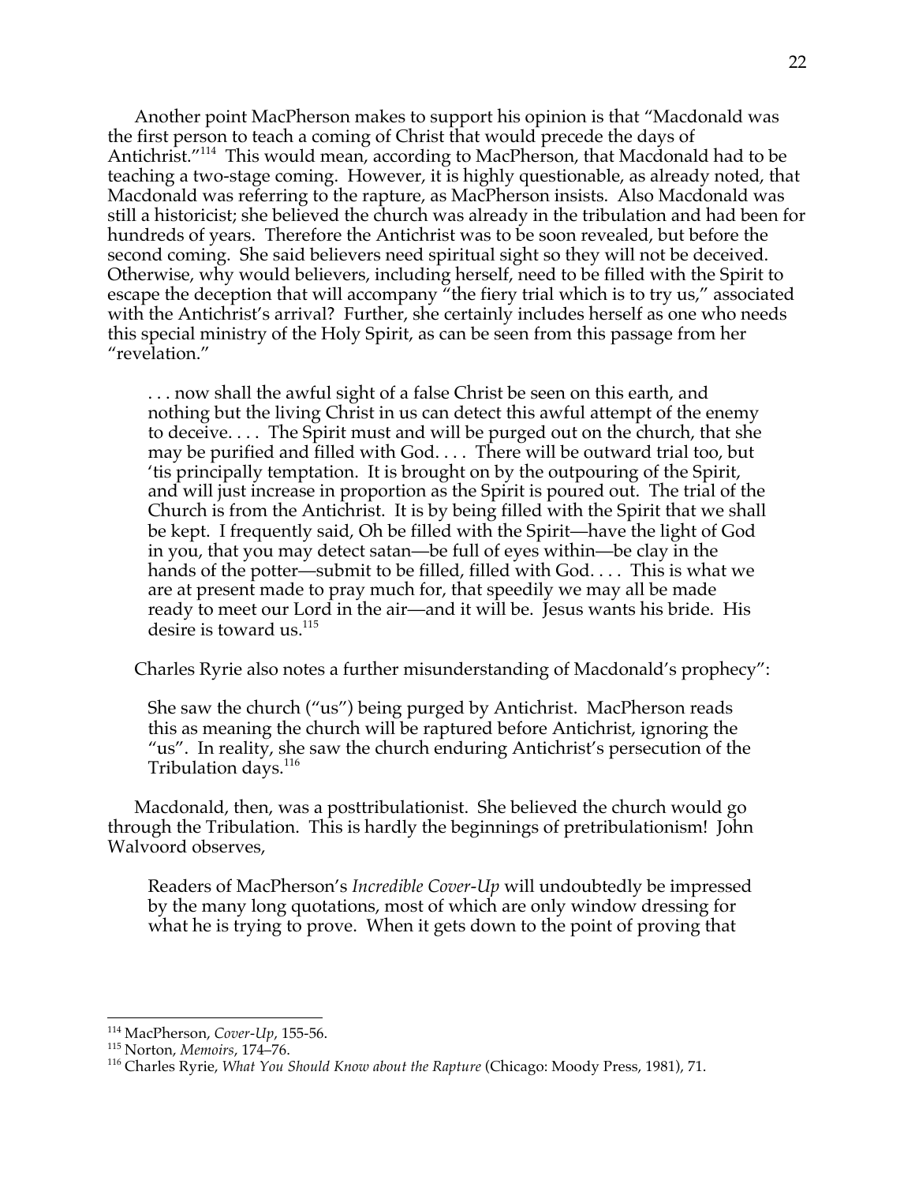Another point MacPherson makes to support his opinion is that "Macdonald was the first person to teach a coming of Christ that would precede the days of Antichrist."[114] This would mean, according to MacPherson, that Macdonald had to be teaching a two-stage coming. However, it is highly questionable, as already noted, that Macdonald was referring to the rapture, as MacPherson insists. Also Macdonald was still a historicist; she believed the church was already in the tribulation and had been for hundreds of years. Therefore the Antichrist was to be soon revealed, but before the second coming. She said believers need spiritual sight so they will not be deceived. Otherwise, why would believers, including herself, need to be filled with the Spirit to escape the deception that will accompany "the fiery trial which is to try us," associated with the Antichrist's arrival? Further, she certainly includes herself as one who needs this special ministry of the Holy Spirit, as can be seen from this passage from her "revelation."

> . . . now shall the awful sight of a false Christ be seen on this earth, and nothing but the living Christ in us can detect this awful attempt of the enemy to deceive. . . . The Spirit must and will be purged out on the church, that she may be purified and filled with God. . . . There will be outward trial too, but 'tis principally temptation. It is brought on by the outpouring of the Spirit, and will just increase in proportion as the Spirit is poured out. The trial of the Church is from the Antichrist. It is by being filled with the Spirit that we shall be kept. I frequently said, Oh be filled with the Spirit—have the light of God in you, that you may detect satan—be full of eyes within—be clay in the hands of the potter—submit to be filled, filled with God. . . . This is what we are at present made to pray much for, that speedily we may all be made ready to meet our Lord in the air—and it will be. Jesus wants his bride. His desire is toward us.[115]

Charles Ryrie also notes a further misunderstanding of Macdonald's prophecy":

> She saw the church ("us") being purged by Antichrist. MacPherson reads this as meaning the church will be raptured before Antichrist, ignoring the "us". In reality, she saw the church enduring Antichrist's persecution of the Tribulation days.[116]

Macdonald, then, was a posttribulationist. She believed the church would go through the Tribulation. This is hardly the beginnings of pretribulationism! John Walvoord observes,

> Readers of MacPherson's *Incredible Cover-Up* will undoubtedly be impressed by the many long quotations, most of which are only window dressing for what he is trying to prove. When it gets down to the point of proving that

---

[114] MacPherson, *Cover-Up*, 155-56.

[115] Norton, *Memoirs*, 174–76.

[116] Charles Ryrie, *What You Should Know about the Rapture* (Chicago: Moody Press, 1981), 71.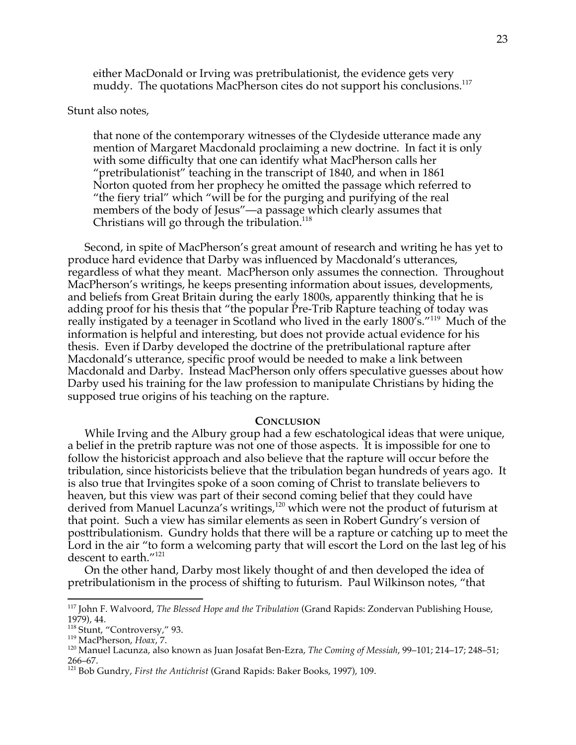> either MacDonald or Irving was pretribulationist, the evidence gets very muddy. The quotations MacPherson cites do not support his conclusions.[117]

Stunt also notes,

> that none of the contemporary witnesses of the Clydeside utterance made any mention of Margaret Macdonald proclaiming a new doctrine. In fact it is only with some difficulty that one can identify what MacPherson calls her "pretribulationist" teaching in the transcript of 1840, and when in 1861 Norton quoted from her prophecy he omitted the passage which referred to "the fiery trial" which "will be for the purging and purifying of the real members of the body of Jesus"—a passage which clearly assumes that Christians will go through the tribulation.[118]

Second, in spite of MacPherson's great amount of research and writing he has yet to produce hard evidence that Darby was influenced by Macdonald's utterances, regardless of what they meant. MacPherson only assumes the connection. Throughout MacPherson's writings, he keeps presenting information about issues, developments, and beliefs from Great Britain during the early 1800s, apparently thinking that he is adding proof for his thesis that "the popular Pre-Trib Rapture teaching of today was really instigated by a teenager in Scotland who lived in the early 1800's."[119] Much of the information is helpful and interesting, but does not provide actual evidence for his thesis. Even if Darby developed the doctrine of the pretribulational rapture after Macdonald's utterance, specific proof would be needed to make a link between Macdonald and Darby. Instead MacPherson only offers speculative guesses about how Darby used his training for the law profession to manipulate Christians by hiding the supposed true origins of his teaching on the rapture.

## Conclusion

While Irving and the Albury group had a few eschatological ideas that were unique, a belief in the pretrib rapture was not one of those aspects. It is impossible for one to follow the historicist approach and also believe that the rapture will occur before the tribulation, since historicists believe that the tribulation began hundreds of years ago. It is also true that Irvingites spoke of a soon coming of Christ to translate believers to heaven, but this view was part of their second coming belief that they could have derived from Manuel Lacunza's writings,[120] which were not the product of futurism at that point. Such a view has similar elements as seen in Robert Gundry's version of posttribulationism. Gundry holds that there will be a rapture or catching up to meet the Lord in the air "to form a welcoming party that will escort the Lord on the last leg of his descent to earth."[121]

On the other hand, Darby most likely thought of and then developed the idea of pretribulationism in the process of shifting to futurism. Paul Wilkinson notes, "that

---

[117] John F. Walvoord, *The Blessed Hope and the Tribulation* (Grand Rapids: Zondervan Publishing House, 1979), 44.

[118] Stunt, "Controversy," 93.

[119] MacPherson, *Hoax*, 7.

[120] Manuel Lacunza, also known as Juan Josafat Ben-Ezra, *The Coming of Messiah*, 99–101; 214–17; 248–51; 266–67.

[121] Bob Gundry, *First the Antichrist* (Grand Rapids: Baker Books, 1997), 109.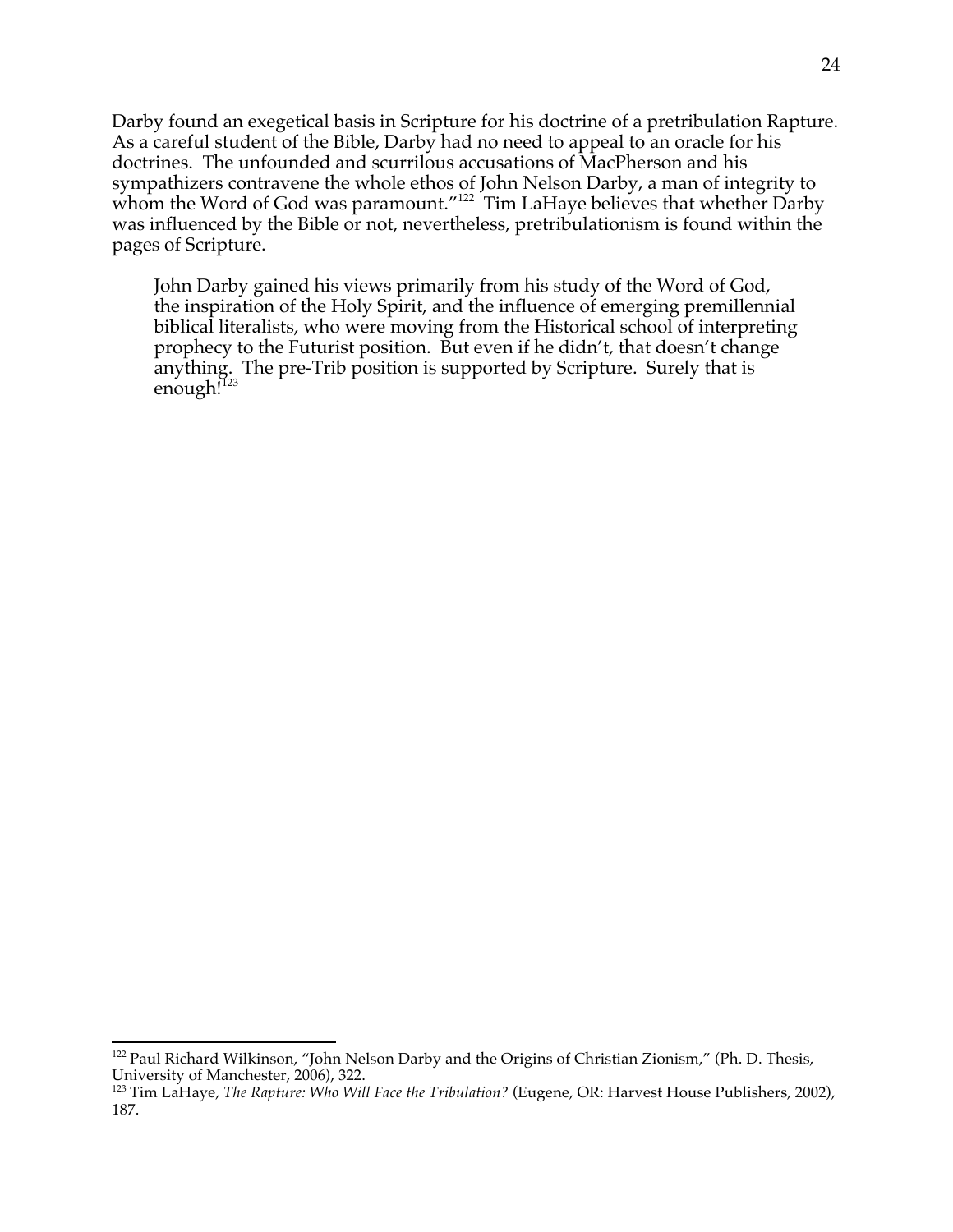Darby found an exegetical basis in Scripture for his doctrine of a pretribulation Rapture. As a careful student of the Bible, Darby had no need to appeal to an oracle for his doctrines. The unfounded and scurrilous accusations of MacPherson and his sympathizers contravene the whole ethos of John Nelson Darby, a man of integrity to whom the Word of God was paramount."[122] Tim LaHaye believes that whether Darby was influenced by the Bible or not, nevertheless, pretribulationism is found within the pages of Scripture.

> John Darby gained his views primarily from his study of the Word of God, the inspiration of the Holy Spirit, and the influence of emerging premillennial biblical literalists, who were moving from the Historical school of interpreting prophecy to the Futurist position. But even if he didn't, that doesn't change anything. The pre-Trib position is supported by Scripture. Surely that is enough![123]

---

[122] Paul Richard Wilkinson, "John Nelson Darby and the Origins of Christian Zionism," (Ph. D. Thesis, University of Manchester, 2006), 322.

[123] Tim LaHaye, *The Rapture: Who Will Face the Tribulation?* (Eugene, OR: Harvest House Publishers, 2002), 187.